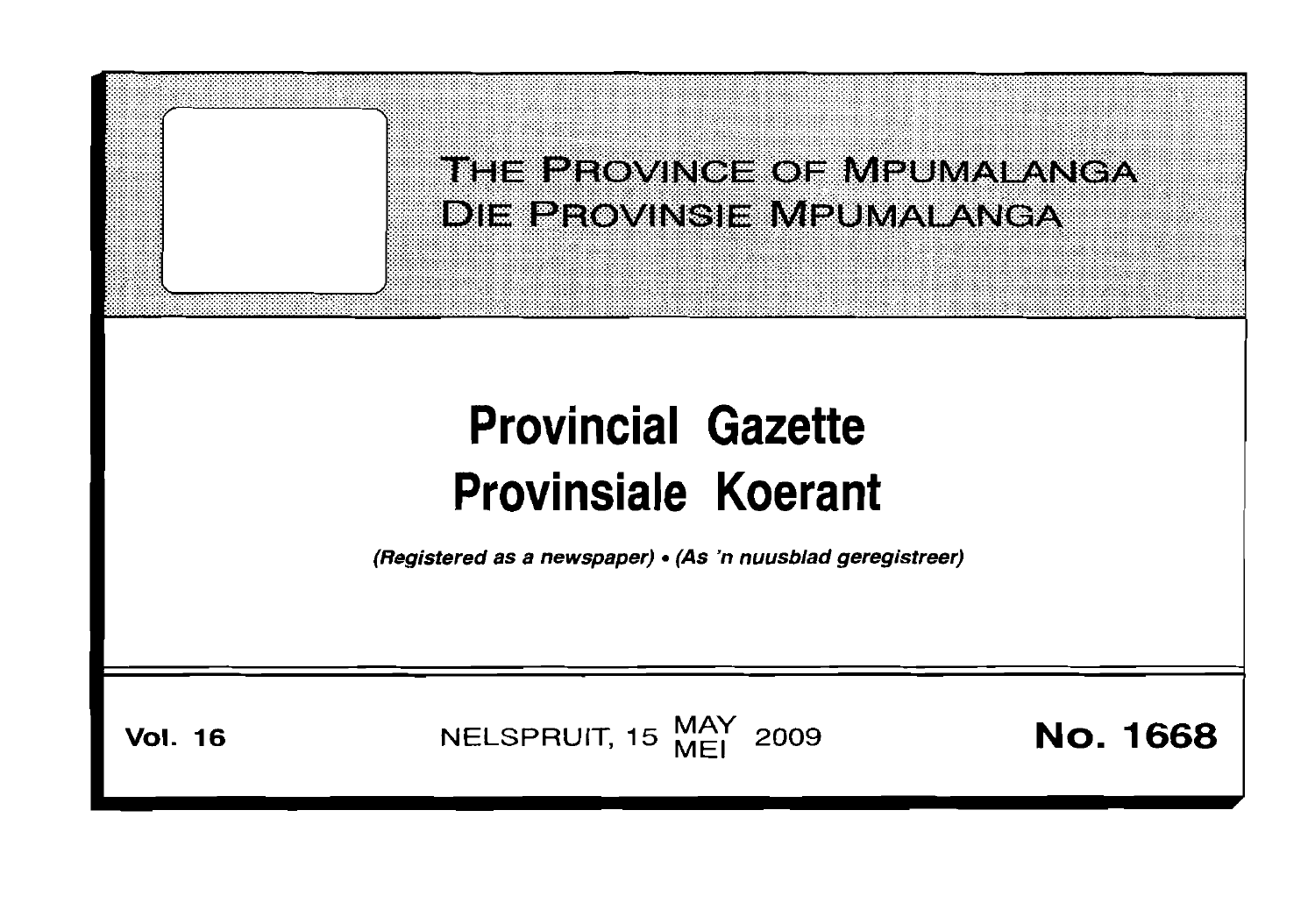# THE PROVINCE OF MPUMALANGA
# DIE PROVINSIE MPUMALANGA

# Provincial Gazette
# Provinsiale Koerant

*(Registered as a newspaper) • (As 'n nuusblad geregistreer)*

**Vol. 16** NELSPRUIT, 15 MAY MEI 2009 **No. 1668**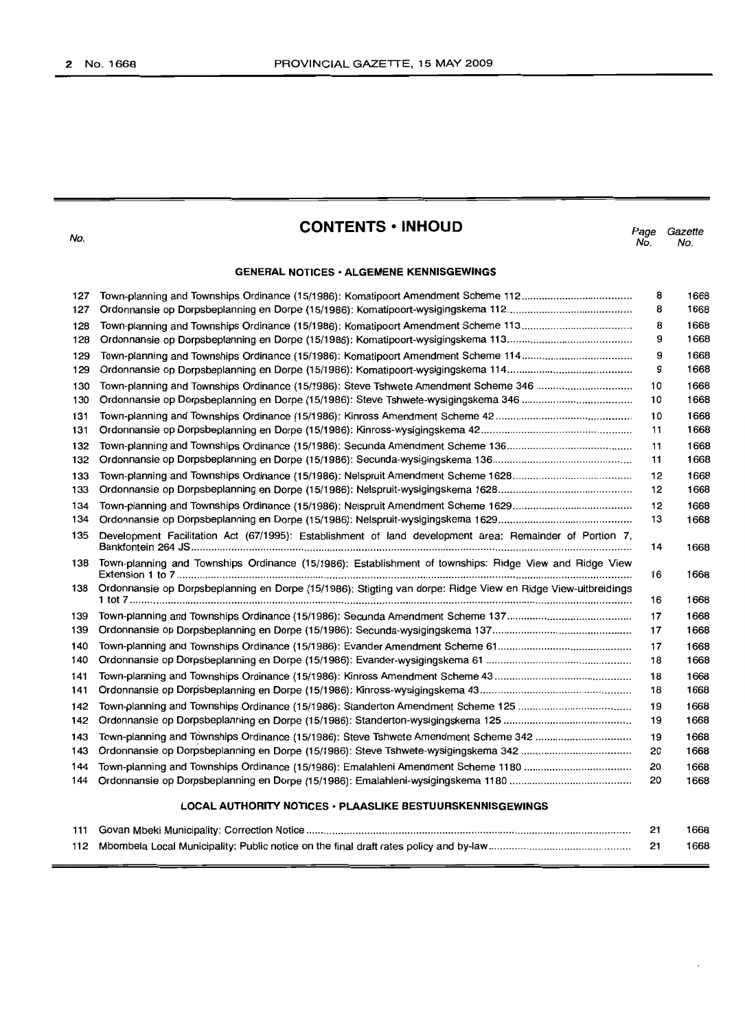# CONTENTS • INHOUD

| No. | | Page No. | Gazette No. |
|---|---|---|---|
| | **GENERAL NOTICES • ALGEMENE KENNISGEWINGS** | | |
| 127 | Town-planning and Townships Ordinance (15/1986): Komatipoort Amendment Scheme 112 | 8 | 1668 |
| 127 | Ordonnansie op Dorpsbeplanning en Dorpe (15/1986): Komatipoort-wysigingskema 112 | 8 | 1668 |
| 128 | Town-planning and Townships Ordinance (15/1986): Komatipoort Amendment Scheme 113 | 8 | 1668 |
| 128 | Ordonnansie op Dorpsbeplanning en Dorpe (15/1986): Komatipoort-wysigingskema 113 | 9 | 1668 |
| 129 | Town-planning and Townships Ordinance (15/1986): Komatipoort Amendment Scheme 114 | 9 | 1668 |
| 129 | Ordonnansie op Dorpsbeplanning en Dorpe (15/1986): Komatipoort-wysigingskema 114 | 9 | 1668 |
| 130 | Town-planning and Townships Ordinance (15/1986): Steve Tshwete Amendment Scheme 346 | 10 | 1668 |
| 130 | Ordonnansie op Dorpsbeplanning en Dorpe (15/1986): Steve Tshwete-wysigingskema 346 | 10 | 1668 |
| 131 | Town-planning and Townships Ordinance (15/1986): Kinross Amendment Scheme 42 | 10 | 1668 |
| 131 | Ordonnansie op Dorpsbeplanning en Dorpe (15/1986): Kinross-wysigingskema 42 | 11 | 1668 |
| 132 | Town-planning and Townships Ordinance (15/1986): Secunda Amendment Scheme 136 | 11 | 1668 |
| 132 | Ordonnansie op Dorpsbeplanning en Dorpe (15/1986): Secunda-wysigingskema 136 | 11 | 1668 |
| 133 | Town-planning and Townships Ordinance (15/1986): Nelspruit Amendment Scheme 1628 | 12 | 1668 |
| 133 | Ordonnansie op Dorpsbeplanning en Dorpe (15/1986): Nelspruit-wysigingskema 1628 | 12 | 1668 |
| 134 | Town-planning and Townships Ordinance (15/1986): Nelspruit Amendment Scheme 1629 | 12 | 1668 |
| 134 | Ordonnansie op Dorpsbeplanning en Dorpe (15/1986): Nelspruit-wysigingskema 1629 | 13 | 1668 |
| 135 | Development Facilitation Act (67/1995): Establishment of land development area: Remainder of Portion 7, Bankfontein 264 JS | 14 | 1668 |
| 138 | Town-planning and Townships Ordinance (15/1986): Establishment of townships: Ridge View and Ridge View Extension 1 to 7 | 16 | 1668 |
| 138 | Ordonnansie op Dorpsbeplanning en Dorpe (15/1986): Stigting van dorpe: Ridge View en Ridge View-uitbreidings 1 tot 7 | 16 | 1668 |
| 139 | Town-planning and Townships Ordinance (15/1986): Secunda Amendment Scheme 137 | 17 | 1668 |
| 139 | Ordonnansie op Dorpsbeplanning en Dorpe (15/1986): Secunda-wysigingskema 137 | 17 | 1668 |
| 140 | Town-planning and Townships Ordinance (15/1986): Evander Amendment Scheme 61 | 17 | 1668 |
| 140 | Ordonnansie op Dorpsbeplanning en Dorpe (15/1986): Evander-wysigingskema 61 | 18 | 1668 |
| 141 | Town-planning and Townships Ordinance (15/1986): Kinross Amendment Scheme 43 | 18 | 1668 |
| 141 | Ordonnansie op Dorpsbeplanning en Dorpe (15/1986): Kinross-wysigingskema 43 | 18 | 1668 |
| 142 | Town-planning and Townships Ordinance (15/1986): Standerton Amendment Scheme 125 | 19 | 1668 |
| 142 | Ordonnansie op Dorpsbeplanning en Dorpe (15/1986): Standerton-wysigingskema 125 | 19 | 1668 |
| 143 | Town-planning and Townships Ordinance (15/1986): Steve Tshwete Amendment Scheme 342 | 19 | 1668 |
| 143 | Ordonnansie op Dorpsbeplanning en Dorpe (15/1986): Steve Tshwete-wysigingskema 342 | 20 | 1668 |
| 144 | Town-planning and Townships Ordinance (15/1986): Emalahleni Amendment Scheme 1180 | 20 | 1668 |
| 144 | Ordonnansie op Dorpsbeplanning en Dorpe (15/1986): Emalahleni-wysigingskema 1180 | 20 | 1668 |
| | **LOCAL AUTHORITY NOTICES • PLAASLIKE BESTUURSKENNISGEWINGS** | | |
| 111 | Govan Mbeki Municipality: Correction Notice | 21 | 1668 |
| 112 | Mbombela Local Municipality: Public notice on the final draft rates policy and by-law | 21 | 1668 |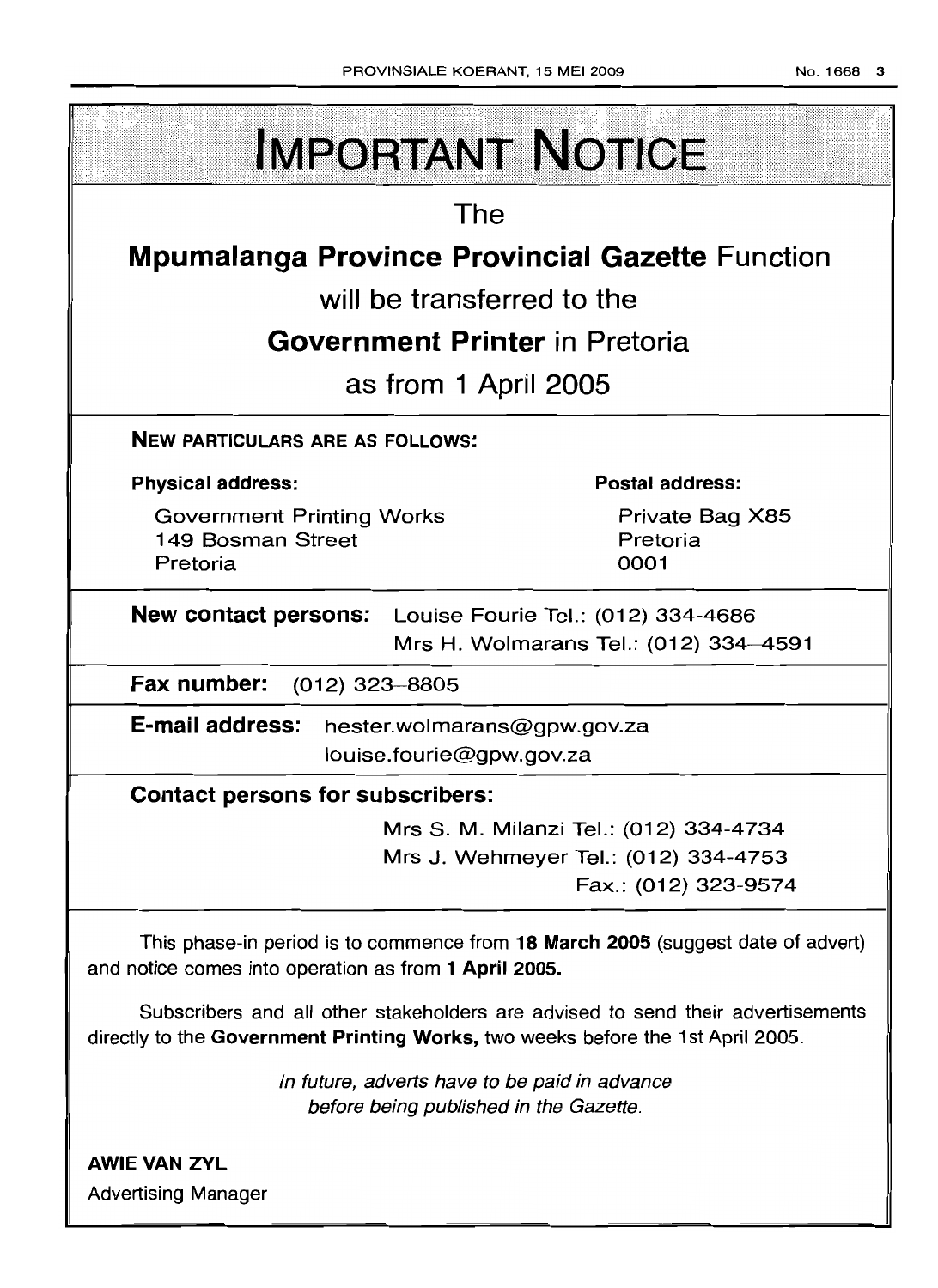# IMPORTANT NOTICE

The

**Mpumalanga Province Provincial Gazette** Function

will be transferred to the

**Government Printer** in Pretoria

as from 1 April 2005

**NEW PARTICULARS ARE AS FOLLOWS:**

**Physical address:**

Government Printing Works
149 Bosman Street
Pretoria

**Postal address:**

Private Bag X85
Pretoria
0001

**New contact persons:** Louise Fourie Tel.: (012) 334-4686
Mrs H. Wolmarans Tel.: (012) 334-4591

**Fax number:** (012) 323-8805

**E-mail address:** hester.wolmarans@gpw.gov.za
louise.fourie@gpw.gov.za

**Contact persons for subscribers:**

Mrs S. M. Milanzi Tel.: (012) 334-4734
Mrs J. Wehmeyer Tel.: (012) 334-4753
Fax.: (012) 323-9574

This phase-in period is to commence from **18 March 2005** (suggest date of advert) and notice comes into operation as from **1 April 2005.**

Subscribers and all other stakeholders are advised to send their advertisements directly to the **Government Printing Works,** two weeks before the 1st April 2005.

*In future, adverts have to be paid in advance before being published in the Gazette.*

**AWIE VAN ZYL**
Advertising Manager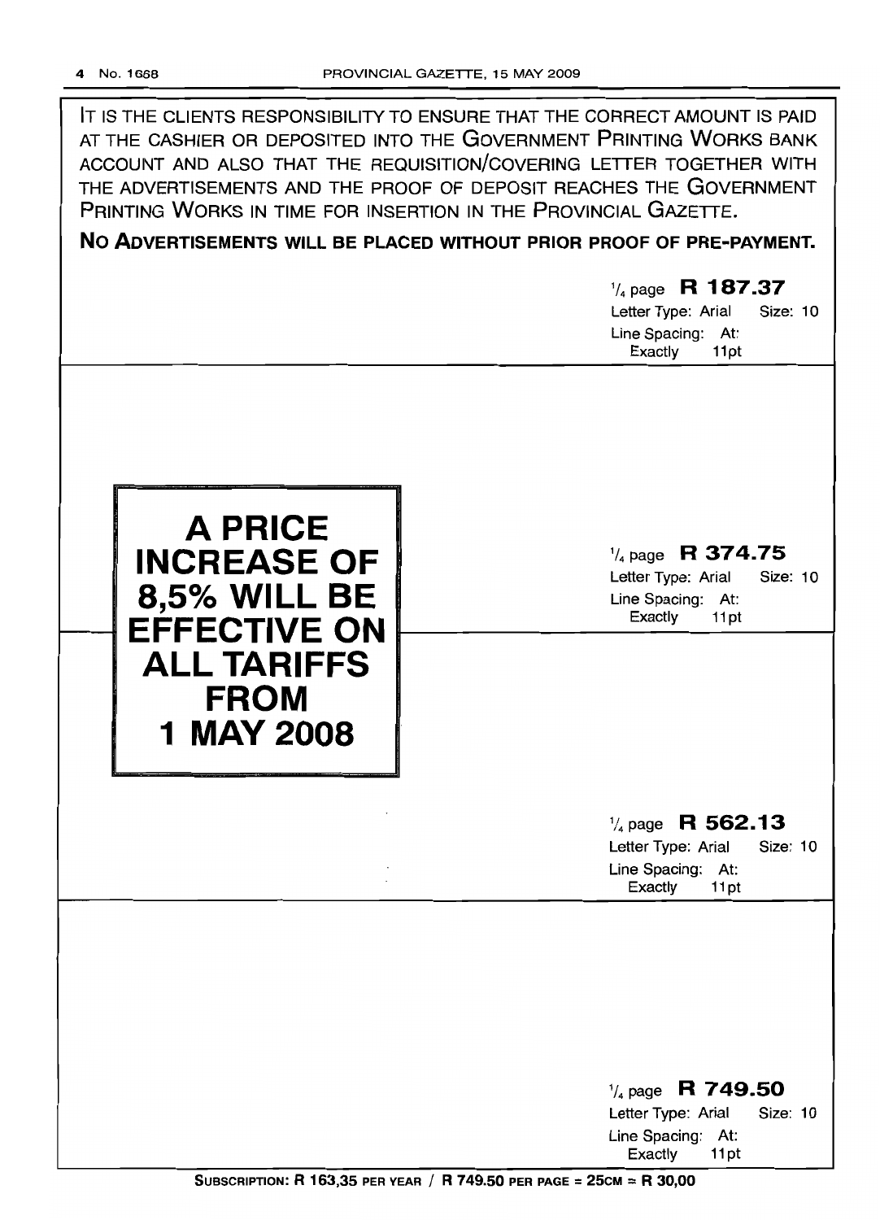IT IS THE CLIENTS RESPONSIBILITY TO ENSURE THAT THE CORRECT AMOUNT IS PAID AT THE CASHIER OR DEPOSITED INTO THE GOVERNMENT PRINTING WORKS BANK ACCOUNT AND ALSO THAT THE REQUISITION/COVERING LETTER TOGETHER WITH THE ADVERTISEMENTS AND THE PROOF OF DEPOSIT REACHES THE GOVERNMENT PRINTING WORKS IN TIME FOR INSERTION IN THE PROVINCIAL GAZETTE.

**NO ADVERTISEMENTS WILL BE PLACED WITHOUT PRIOR PROOF OF PRE-PAYMENT.**

¼ page **R 187.37**
Letter Type: Arial Size: 10
Line Spacing: At: Exactly 11pt

**A PRICE INCREASE OF 8,5% WILL BE EFFECTIVE ON ALL TARIFFS FROM 1 MAY 2008**

¼ page **R 374.75**
Letter Type: Arial Size: 10
Line Spacing: At: Exactly 11pt

¼ page **R 562.13**
Letter Type: Arial Size: 10
Line Spacing: At: Exactly 11pt

¼ page **R 749.50**
Letter Type: Arial Size: 10
Line Spacing: At: Exactly 11pt

**SUBSCRIPTION: R 163,35 PER YEAR / R 749.50 PER PAGE = 25CM = R 30,00**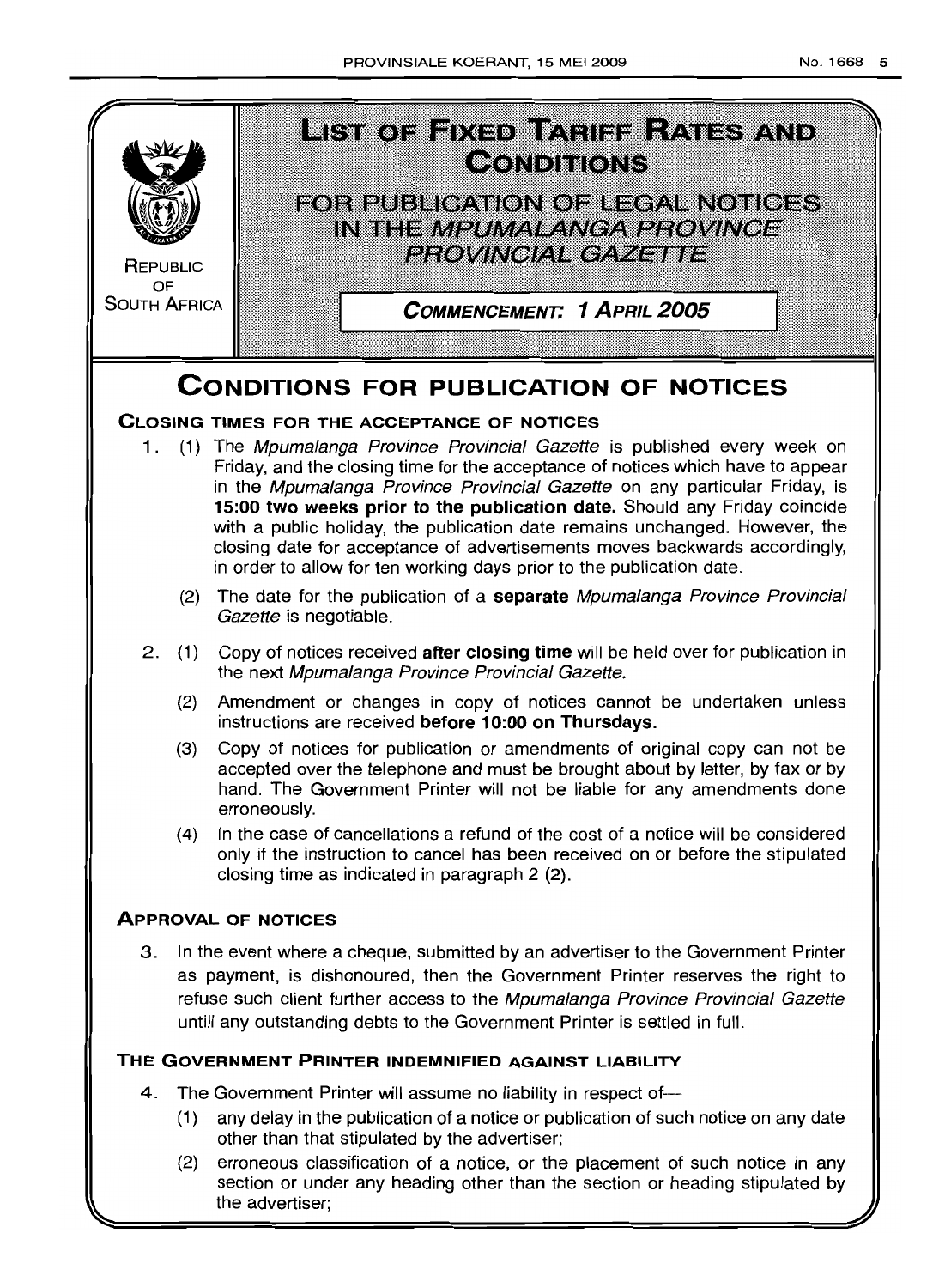REPUBLIC OF SOUTH AFRICA

# LIST OF FIXED TARIFF RATES AND CONDITIONS

## FOR PUBLICATION OF LEGAL NOTICES IN THE *MPUMALANGA PROVINCE PROVINCIAL GAZETTE*

**COMMENCEMENT: 1 APRIL 2005**

# CONDITIONS FOR PUBLICATION OF NOTICES

### CLOSING TIMES FOR THE ACCEPTANCE OF NOTICES

1. (1) The *Mpumalanga Province Provincial Gazette* is published every week on Friday, and the closing time for the acceptance of notices which have to appear in the *Mpumalanga Province Provincial Gazette* on any particular Friday, is **15:00 two weeks prior to the publication date.** Should any Friday coincide with a public holiday, the publication date remains unchanged. However, the closing date for acceptance of advertisements moves backwards accordingly, in order to allow for ten working days prior to the publication date.

   (2) The date for the publication of a **separate** *Mpumalanga Province Provincial Gazette* is negotiable.

2. (1) Copy of notices received **after closing time** will be held over for publication in the next *Mpumalanga Province Provincial Gazette.*

   (2) Amendment or changes in copy of notices cannot be undertaken unless instructions are received **before 10:00 on Thursdays.**

   (3) Copy of notices for publication or amendments of original copy can not be accepted over the telephone and must be brought about by letter, by fax or by hand. The Government Printer will not be liable for any amendments done erroneously.

   (4) In the case of cancellations a refund of the cost of a notice will be considered only if the instruction to cancel has been received on or before the stipulated closing time as indicated in paragraph 2 (2).

### APPROVAL OF NOTICES

3. In the event where a cheque, submitted by an advertiser to the Government Printer as payment, is dishonoured, then the Government Printer reserves the right to refuse such client further access to the *Mpumalanga Province Provincial Gazette* untill any outstanding debts to the Government Printer is settled in full.

### THE GOVERNMENT PRINTER INDEMNIFIED AGAINST LIABILITY

4. The Government Printer will assume no liability in respect of—

   (1) any delay in the publication of a notice or publication of such notice on any date other than that stipulated by the advertiser;

   (2) erroneous classification of a notice, or the placement of such notice in any section or under any heading other than the section or heading stipulated by the advertiser;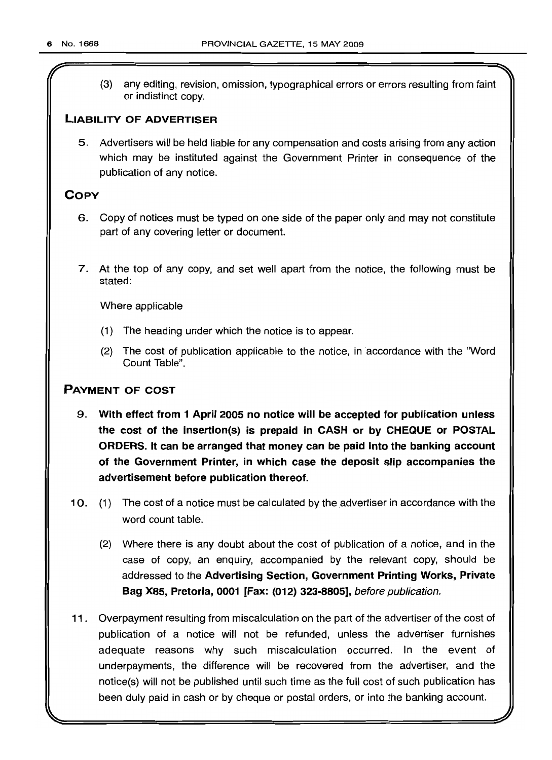(3) any editing, revision, omission, typographical errors or errors resulting from faint or indistinct copy.

## LIABILITY OF ADVERTISER

5. Advertisers will be held liable for any compensation and costs arising from any action which may be instituted against the Government Printer in consequence of the publication of any notice.

## COPY

6. Copy of notices must be typed on one side of the paper only and may not constitute part of any covering letter or document.

7. At the top of any copy, and set well apart from the notice, the following must be stated:

   Where applicable

   (1) The heading under which the notice is to appear.

   (2) The cost of publication applicable to the notice, in accordance with the "Word Count Table".

## PAYMENT OF COST

9. **With effect from 1 April 2005 no notice will be accepted for publication unless the cost of the insertion(s) is prepaid in CASH or by CHEQUE or POSTAL ORDERS. It can be arranged that money can be paid into the banking account of the Government Printer, in which case the deposit slip accompanies the advertisement before publication thereof.**

10. (1) The cost of a notice must be calculated by the advertiser in accordance with the word count table.

    (2) Where there is any doubt about the cost of publication of a notice, and in the case of copy, an enquiry, accompanied by the relevant copy, should be addressed to the **Advertising Section, Government Printing Works, Private Bag X85, Pretoria, 0001 [Fax: (012) 323-8805],** *before publication.*

11. Overpayment resulting from miscalculation on the part of the advertiser of the cost of publication of a notice will not be refunded, unless the advertiser furnishes adequate reasons why such miscalculation occurred. In the event of underpayments, the difference will be recovered from the advertiser, and the notice(s) will not be published until such time as the full cost of such publication has been duly paid in cash or by cheque or postal orders, or into the banking account.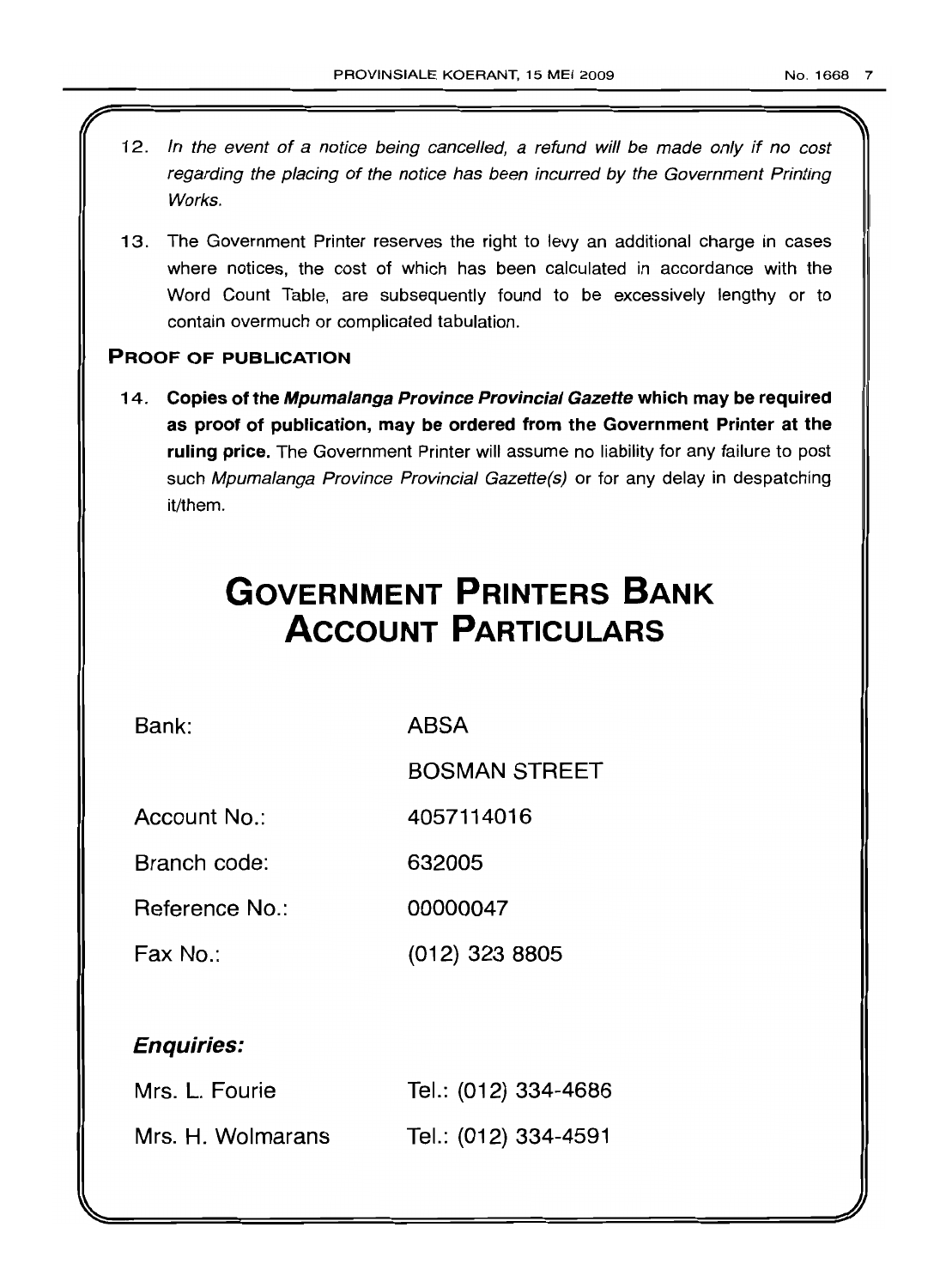12. *In the event of a notice being cancelled, a refund will be made only if no cost regarding the placing of the notice has been incurred by the Government Printing Works.*

13. The Government Printer reserves the right to levy an additional charge in cases where notices, the cost of which has been calculated in accordance with the Word Count Table, are subsequently found to be excessively lengthy or to contain overmuch or complicated tabulation.

### PROOF OF PUBLICATION

14. **Copies of the *Mpumalanga Province Provincial Gazette* which may be required as proof of publication, may be ordered from the Government Printer at the ruling price.** The Government Printer will assume no liability for any failure to post such *Mpumalanga Province Provincial Gazette(s)* or for any delay in despatching it/them.

# GOVERNMENT PRINTERS BANK ACCOUNT PARTICULARS

| | |
|---|---|
| Bank: | ABSA |
| | BOSMAN STREET |
| Account No.: | 4057114016 |
| Branch code: | 632005 |
| Reference No.: | 00000047 |
| Fax No.: | (012) 323 8805 |

### *Enquiries:*

| | |
|---|---|
| Mrs. L. Fourie | Tel.: (012) 334-4686 |
| Mrs. H. Wolmarans | Tel.: (012) 334-4591 |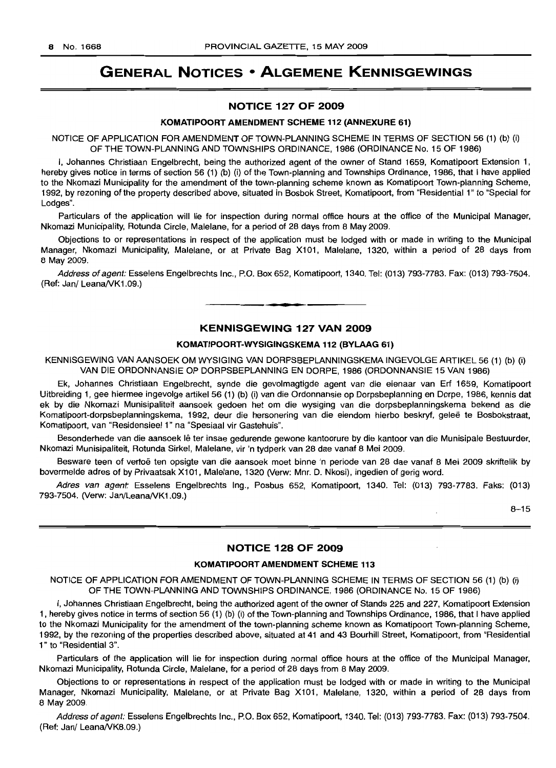# GENERAL NOTICES • ALGEMENE KENNISGEWINGS

## NOTICE 127 OF 2009

### KOMATIPOORT AMENDMENT SCHEME 112 (ANNEXURE 61)

NOTICE OF APPLICATION FOR AMENDMENT OF TOWN-PLANNING SCHEME IN TERMS OF SECTION 56 (1) (b) (i) OF THE TOWN-PLANNING AND TOWNSHIPS ORDINANCE, 1986 (ORDINANCE No. 15 OF 1986)

I, Johannes Christiaan Engelbrecht, being the authorized agent of the owner of Stand 1659, Komatipoort Extension 1, hereby gives notice in terms of section 56 (1) (b) (i) of the Town-planning and Townships Ordinance, 1986, that I have applied to the Nkomazi Municipality for the amendment of the town-planning scheme known as Komatipoort Town-planning Scheme, 1992, by rezoning of the property described above, situated in Bosbok Street, Komatipoort, from "Residential 1" to "Special for Lodges".

Particulars of the application will lie for inspection during normal office hours at the office of the Municipal Manager, Nkomazi Municipality, Rotunda Circle, Malelane, for a period of 28 days from 8 May 2009.

Objections to or representations in respect of the application must be lodged with or made in writing to the Municipal Manager, Nkomazi Municipality, Malelane, or at Private Bag X101, Malelane, 1320, within a period of 28 days from 8 May 2009.

*Address of agent:* Esselens Engelbrechts Inc., P.O. Box 652, Komatipoort, 1340. Tel: (013) 793-7783. Fax: (013) 793-7504. (Ref: Jan/ Leana/VK1.09.)

---

## KENNISGEWING 127 VAN 2009

### KOMATIPOORT-WYSIGINGSKEMA 112 (BYLAAG 61)

KENNISGEWING VAN AANSOEK OM WYSIGING VAN DORPSBEPLANNINGSKEMA INGEVOLGE ARTIKEL 56 (1) (b) (i) VAN DIE ORDONNANSIE OP DORPSBEPLANNING EN DORPE, 1986 (ORDONNANSIE 15 VAN 1986)

Ek, Johannes Christiaan Engelbrecht, synde die gevolmagtigde agent van die eienaar van Erf 1659, Komatipoort Uitbreiding 1, gee hiermee ingevolge artikel 56 (1) (b) (i) van die Ordonnansie op Dorpsbeplanning en Dorpe, 1986, kennis dat ek by die Nkomazi Munisipaliteit aansoek gedoen het om die wysiging van die dorpsbeplanningskema bekend as die Komatipoort-dorpsbeplanningskema, 1992, deur die hersonering van die eiendom hierbo beskryf, geleë te Bosbokstraat, Komatipoort, van "Residensieel 1" na "Spesiaal vir Gastehuis".

Besonderhede van die aansoek lê ter insae gedurende gewone kantoorure by die kantoor van die Munisipale Bestuurder, Nkomazi Munisipaliteit, Rotunda Sirkel, Malelane, vir 'n tydperk van 28 dae vanaf 8 Mei 2009.

Besware teen of vertoë ten opsigte van die aansoek moet binne 'n periode van 28 dae vanaf 8 Mei 2009 skriftelik by bovermelde adres of by Privaatsak X101, Malelane, 1320 (Verw: Mnr. D. Nkosi), ingedien of gerig word.

*Adres van agent:* Esselens Engelbrechts Ing., Posbus 652, Komatipoort, 1340. Tel: (013) 793-7783. Faks: (013) 793-7504. (Verw: Jan/Leana/VK1.09.)

8–15

---

## NOTICE 128 OF 2009

### KOMATIPOORT AMENDMENT SCHEME 113

NOTICE OF APPLICATION FOR AMENDMENT OF TOWN-PLANNING SCHEME IN TERMS OF SECTION 56 (1) (b) (i) OF THE TOWN-PLANNING AND TOWNSHIPS ORDINANCE, 1986 (ORDINANCE No. 15 OF 1986)

I, Johannes Christiaan Engelbrecht, being the authorized agent of the owner of Stands 225 and 227, Komatipoort Extension 1, hereby gives notice in terms of section 56 (1) (b) (i) of the Town-planning and Townships Ordinance, 1986, that I have applied to the Nkomazi Municipality for the amendment of the town-planning scheme known as Komatipoort Town-planning Scheme, 1992, by the rezoning of the properties described above, situated at 41 and 43 Bourhill Street, Komatipoort, from "Residential 1" to "Residential 3".

Particulars of the application will lie for inspection during normal office hours at the office of the Municipal Manager, Nkomazi Municipality, Rotunda Circle, Malelane, for a period of 28 days from 8 May 2009.

Objections to or representations in respect of the application must be lodged with or made in writing to the Municipal Manager, Nkomazi Municipality, Malelane, or at Private Bag X101, Malelane, 1320, within a period of 28 days from 8 May 2009.

*Address of agent:* Esselens Engelbrechts Inc., P.O. Box 652, Komatipoort, 1340. Tel: (013) 793-7783. Fax: (013) 793-7504. (Ref: Jan/ Leana/VK8.09.)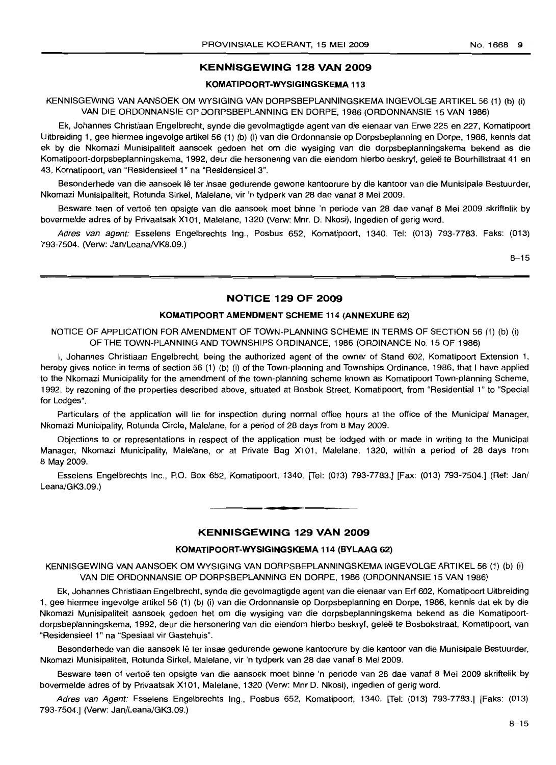## KENNISGEWING 128 VAN 2009

### KOMATIPOORT-WYSIGINGSKEMA 113

KENNISGEWING VAN AANSOEK OM WYSIGING VAN DORPSBEPLANNINGSKEMA INGEVOLGE ARTIKEL 56 (1) (b) (i) VAN DIE ORDONNANSIE OP DORPSBEPLANNING EN DORPE, 1986 (ORDONNANSIE 15 VAN 1986)

Ek, Johannes Christiaan Engelbrecht, synde die gevolmagtigde agent van die eienaar van Erwe 225 en 227, Komatipoort Uitbreiding 1, gee hiermee ingevolge artikel 56 (1) (b) (i) van die Ordonnansie op Dorpsbeplanning en Dorpe, 1986, kennis dat ek by die Nkomazi Munisipaliteit aansoek gedoen het om die wysiging van die dorpsbeplanningskema bekend as die Komatipoort-dorpsbeplanningskema, 1992, deur die hersonering van die eiendom hierbo beskryf, geleë te Bourhillstraat 41 en 43, Komatipoort, van "Residensieel 1" na "Residensieel 3".

Besonderhede van die aansoek lê ter insae gedurende gewone kantoorure by die kantoor van die Munisipale Bestuurder, Nkomazi Munisipaliteit, Rotunda Sirkel, Malelane, vir 'n tydperk van 28 dae vanaf 8 Mei 2009.

Besware teen of vertoë ten opsigte van die aansoek moet binne 'n periode van 28 dae vanaf 8 Mei 2009 skriftelik by bovermelde adres of by Privaatsak X101, Malelane, 1320 (Verw: Mnr. D. Nkosi), ingedien of gerig word.

*Adres van agent:* Esselens Engelbrechts Ing., Posbus 652, Komatipoort, 1340. Tel: (013) 793-7783. Faks: (013) 793-7504. (Verw: Jan/Leana/VK8.09.)

8–15

## NOTICE 129 OF 2009

### KOMATIPOORT AMENDMENT SCHEME 114 (ANNEXURE 62)

NOTICE OF APPLICATION FOR AMENDMENT OF TOWN-PLANNING SCHEME IN TERMS OF SECTION 56 (1) (b) (i) OF THE TOWN-PLANNING AND TOWNSHIPS ORDINANCE, 1986 (ORDINANCE No. 15 OF 1986)

I, Johannes Christiaan Engelbrecht, being the authorized agent of the owner of Stand 602, Komatipoort Extension 1, hereby gives notice in terms of section 56 (1) (b) (i) of the Town-planning and Townships Ordinance, 1986, that I have applied to the Nkomazi Municipality for the amendment of the town-planning scheme known as Komatipoort Town-planning Scheme, 1992, by rezoning of the properties described above, situated at Bosbok Street, Komatipoort, from "Residential 1" to "Special for Lodges".

Particulars of the application will lie for inspection during normal office hours at the office of the Municipal Manager, Nkomazi Municipality, Rotunda Circle, Malelane, for a period of 28 days from 8 May 2009.

Objections to or representations in respect of the application must be lodged with or made in writing to the Municipal Manager, Nkomazi Municipality, Malelane, or at Private Bag X101, Malelane, 1320, within a period of 28 days from 8 May 2009.

Esselens Engelbrechts Inc., P.O. Box 652, Komatipoort, 1340. [Tel: (013) 793-7783.] [Fax: (013) 793-7504.] (Ref: Jan/Leana/GK3.09.)

## KENNISGEWING 129 VAN 2009

### KOMATIPOORT-WYSIGINGSKEMA 114 (BYLAAG 62)

KENNISGEWING VAN AANSOEK OM WYSIGING VAN DORPSBEPLANNINGSKEMA INGEVOLGE ARTIKEL 56 (1) (b) (i) VAN DIE ORDONNANSIE OP DORPSBEPLANNING EN DORPE, 1986 (ORDONNANSIE 15 VAN 1986)

Ek, Johannes Christiaan Engelbrecht, synde die gevolmagtigde agent van die eienaar van Erf 602, Komatipoort Uitbreiding 1, gee hiermee ingevolge artikel 56 (1) (b) (i) van die Ordonnansie op Dorpsbeplanning en Dorpe, 1986, kennis dat ek by die Nkomazi Munisipaliteit aansoek gedoen het om die wysiging van die dorpsbeplanningskema bekend as die Komatipoort-dorpsbeplanningskema, 1992, deur die hersonering van die eiendom hierbo beskryf, geleë te Bosbokstraat, Komatipoort, van "Residensieel 1" na "Spesiaal vir Gastehuis".

Besonderhede van die aansoek lê ter insae gedurende gewone kantoorure by die kantoor van die Munisipale Bestuurder, Nkomazi Munisipaliteit, Rotunda Sirkel, Malelane, vir 'n tydperk van 28 dae vanaf 8 Mei 2009.

Besware teen of vertoë ten opsigte van die aansoek moet binne 'n periode van 28 dae vanaf 8 Mei 2009 skriftelik by bovermelde adres of by Privaatsak X101, Malelane, 1320 (Verw: Mnr D. Nkosi), ingedien of gerig word.

*Adres van Agent:* Esselens Engelbrechts Ing., Posbus 652, Komatipoort, 1340. [Tel: (013) 793-7783.] [Faks: (013) 793-7504.] (Verw: Jan/Leana/GK3.09.)

8–15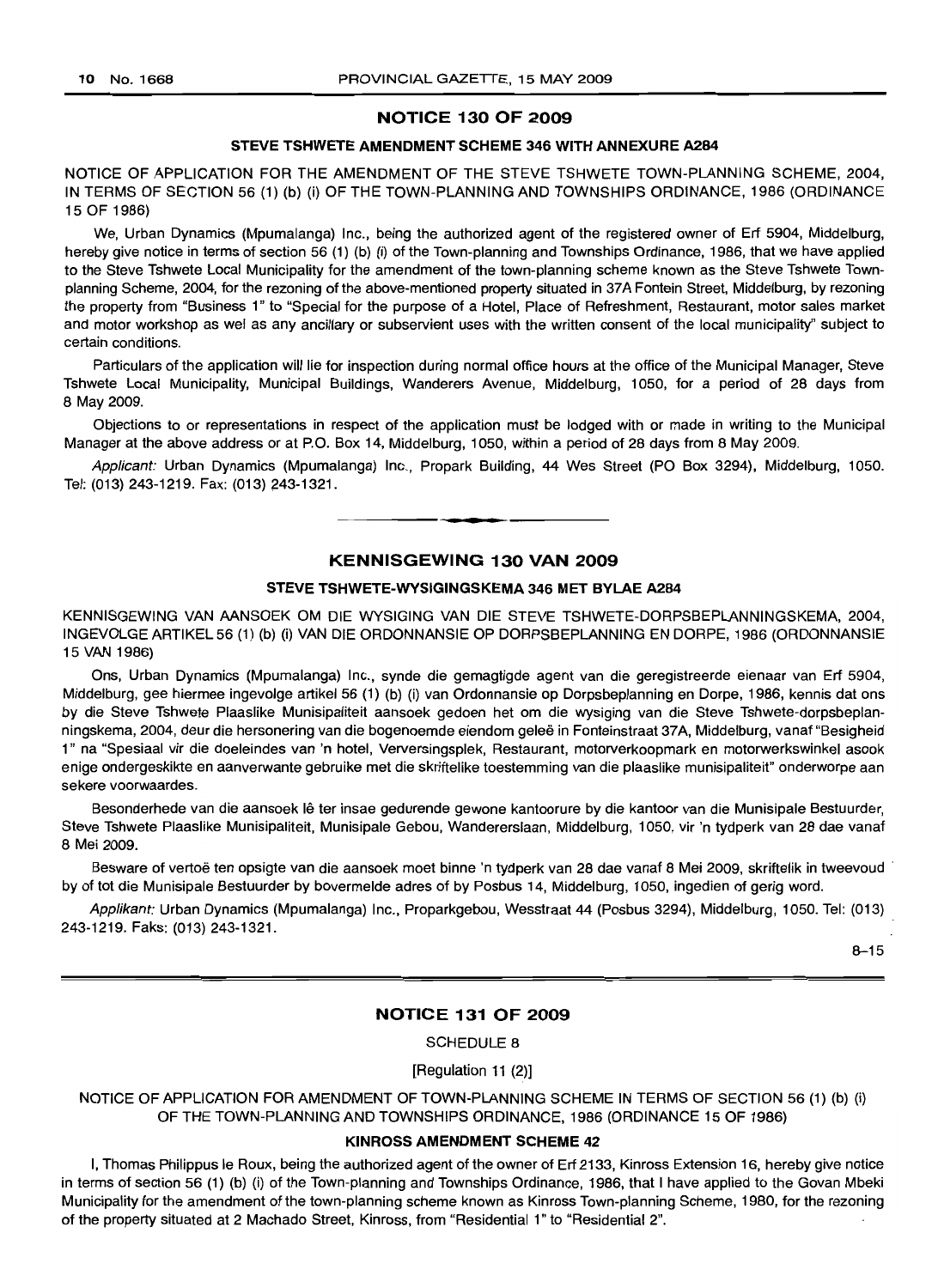## NOTICE 130 OF 2009

### STEVE TSHWETE AMENDMENT SCHEME 346 WITH ANNEXURE A284

NOTICE OF APPLICATION FOR THE AMENDMENT OF THE STEVE TSHWETE TOWN-PLANNING SCHEME, 2004, IN TERMS OF SECTION 56 (1) (b) (i) OF THE TOWN-PLANNING AND TOWNSHIPS ORDINANCE, 1986 (ORDINANCE 15 OF 1986)

We, Urban Dynamics (Mpumalanga) Inc., being the authorized agent of the registered owner of Erf 5904, Middelburg, hereby give notice in terms of section 56 (1) (b) (i) of the Town-planning and Townships Ordinance, 1986, that we have applied to the Steve Tshwete Local Municipality for the amendment of the town-planning scheme known as the Steve Tshwete Town-planning Scheme, 2004, for the rezoning of the above-mentioned property situated in 37A Fontein Street, Middelburg, by rezoning the property from "Business 1" to "Special for the purpose of a Hotel, Place of Refreshment, Restaurant, motor sales market and motor workshop as wel as any ancillary or subservient uses with the written consent of the local municipality" subject to certain conditions.

Particulars of the application will lie for inspection during normal office hours at the office of the Municipal Manager, Steve Tshwete Local Municipality, Municipal Buildings, Wanderers Avenue, Middelburg, 1050, for a period of 28 days from 8 May 2009.

Objections to or representations in respect of the application must be lodged with or made in writing to the Municipal Manager at the above address or at P.O. Box 14, Middelburg, 1050, within a period of 28 days from 8 May 2009.

*Applicant:* Urban Dynamics (Mpumalanga) Inc., Propark Building, 44 Wes Street (PO Box 3294), Middelburg, 1050. Tel: (013) 243-1219. Fax: (013) 243-1321.

---

## KENNISGEWING 130 VAN 2009

### STEVE TSHWETE-WYSIGINGSKEMA 346 MET BYLAE A284

KENNISGEWING VAN AANSOEK OM DIE WYSIGING VAN DIE STEVE TSHWETE-DORPSBEPLANNINGSKEMA, 2004, INGEVOLGE ARTIKEL 56 (1) (b) (i) VAN DIE ORDONNANSIE OP DORPSBEPLANNING EN DORPE, 1986 (ORDONNANSIE 15 VAN 1986)

Ons, Urban Dynamics (Mpumalanga) Inc., synde die gemagtigde agent van die geregistreerde eienaar van Erf 5904, Middelburg, gee hiermee ingevolge artikel 56 (1) (b) (i) van Ordonnansie op Dorpsbeplanning en Dorpe, 1986, kennis dat ons by die Steve Tshwete Plaaslike Munisipaliteit aansoek gedoen het om die wysiging van die Steve Tshwete-dorpsbeplanningskema, 2004, deur die hersonering van die bogenoemde eiendom geleë in Fonteinstraat 37A, Middelburg, vanaf "Besigheid 1" na "Spesiaal vir die doeleindes van 'n hotel, Verversingsplek, Restaurant, motorverkoopmark en motorwerkswinkel asook enige ondergeskikte en aanverwante gebruike met die skriftelike toestemming van die plaaslike munisipaliteit" onderworpe aan sekere voorwaardes.

Besonderhede van die aansoek lê ter insae gedurende gewone kantoorure by die kantoor van die Munisipale Bestuurder, Steve Tshwete Plaaslike Munisipaliteit, Munisipale Gebou, Wanderersiaan, Middelburg, 1050, vir 'n tydperk van 28 dae vanaf 8 Mei 2009.

Besware of vertoë ten opsigte van die aansoek moet binne 'n tydperk van 28 dae vanaf 8 Mei 2009, skriftelik in tweevoud by of tot die Munisipale Bestuurder by bovermelde adres of by Posbus 14, Middelburg, 1050, ingedien of gerig word.

*Applikant:* Urban Dynamics (Mpumalanga) Inc., Proparkgebou, Wesstraat 44 (Posbus 3294), Middelburg, 1050. Tel: (013) 243-1219. Faks: (013) 243-1321.

8–15

---

## NOTICE 131 OF 2009

SCHEDULE 8

[Regulation 11 (2)]

NOTICE OF APPLICATION FOR AMENDMENT OF TOWN-PLANNING SCHEME IN TERMS OF SECTION 56 (1) (b) (i) OF THE TOWN-PLANNING AND TOWNSHIPS ORDINANCE, 1986 (ORDINANCE 15 OF 1986)

### KINROSS AMENDMENT SCHEME 42

I, Thomas Philippus le Roux, being the authorized agent of the owner of Erf 2133, Kinross Extension 16, hereby give notice in terms of section 56 (1) (b) (i) of the Town-planning and Townships Ordinance, 1986, that I have applied to the Govan Mbeki Municipality for the amendment of the town-planning scheme known as Kinross Town-planning Scheme, 1980, for the rezoning of the property situated at 2 Machado Street, Kinross, from "Residential 1" to "Residential 2".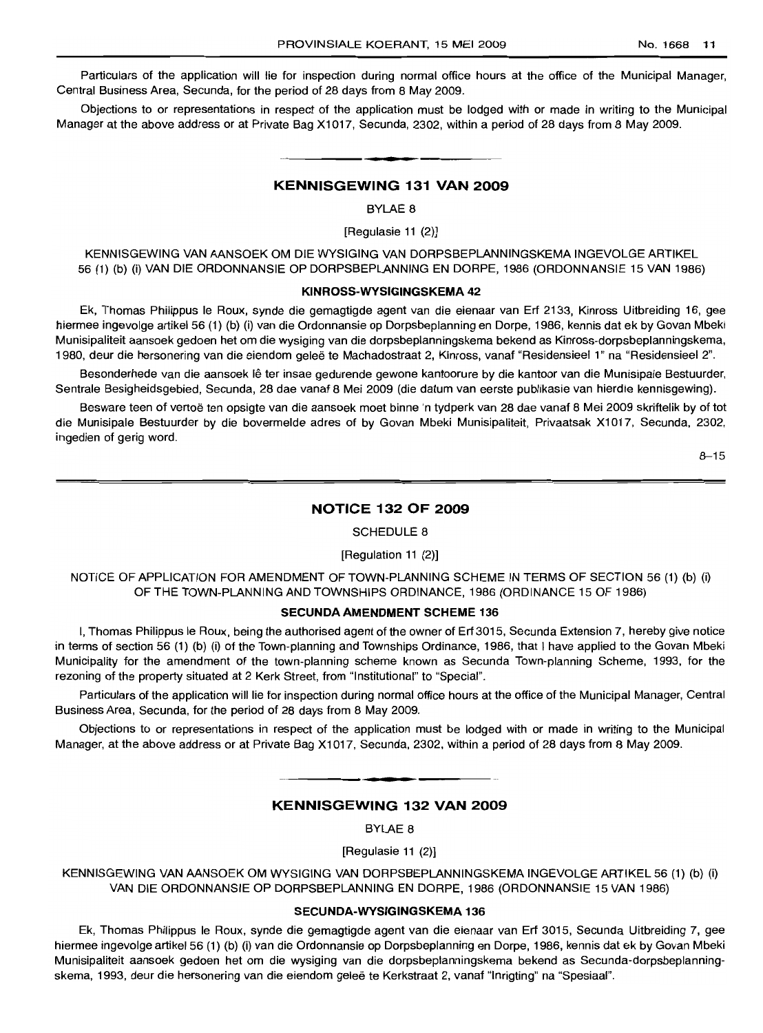Particulars of the application will lie for inspection during normal office hours at the office of the Municipal Manager, Central Business Area, Secunda, for the period of 28 days from 8 May 2009.

Objections to or representations in respect of the application must be lodged with or made in writing to the Municipal Manager at the above address or at Private Bag X1017, Secunda, 2302, within a period of 28 days from 8 May 2009.

## KENNISGEWING 131 VAN 2009

BYLAE 8

[Regulasie 11 (2)]

KENNISGEWING VAN AANSOEK OM DIE WYSIGING VAN DORPSBEPLANNINGSKEMA INGEVOLGE ARTIKEL 56 (1) (b) (i) VAN DIE ORDONNANSIE OP DORPSBEPLANNING EN DORPE, 1986 (ORDONNANSIE 15 VAN 1986)

### KINROSS-WYSIGINGSKEMA 42

Ek, Thomas Philippus le Roux, synde die gemagtigde agent van die eienaar van Erf 2133, Kinross Uitbreiding 16, gee hiermee ingevolge artikel 56 (1) (b) (i) van die Ordonnansie op Dorpsbeplanning en Dorpe, 1986, kennis dat ek by Govan Mbeki Munisipaliteit aansoek gedoen het om die wysiging van die dorpsbeplanningskema bekend as Kinross-dorpsbeplanningskema, 1980, deur die hersonering van die eiendom geleë te Machadostraat 2, Kinross, vanaf "Residensieel 1" na "Residensieel 2".

Besonderhede van die aansoek lê ter insae gedurende gewone kantoorure by die kantoor van die Munisipale Bestuurder, Sentrale Besigheidsgebied, Secunda, 28 dae vanaf 8 Mei 2009 (die datum van eerste publikasie van hierdie kennisgewing).

Besware teen of vertoë ten opsigte van die aansoek moet binne 'n tydperk van 28 dae vanaf 8 Mei 2009 skriftelik by of tot die Munisipale Bestuurder by die bovermelde adres of by Govan Mbeki Munisipaliteit, Privaatsak X1017, Secunda, 2302, ingedien of gerig word.

8–15

## NOTICE 132 OF 2009

SCHEDULE 8

[Regulation 11 (2)]

NOTICE OF APPLICATION FOR AMENDMENT OF TOWN-PLANNING SCHEME IN TERMS OF SECTION 56 (1) (b) (i) OF THE TOWN-PLANNING AND TOWNSHIPS ORDINANCE, 1986 (ORDINANCE 15 OF 1986)

### SECUNDA AMENDMENT SCHEME 136

I, Thomas Philippus le Roux, being the authorised agent of the owner of Erf 3015, Secunda Extension 7, hereby give notice in terms of section 56 (1) (b) (i) of the Town-planning and Townships Ordinance, 1986, that I have applied to the Govan Mbeki Municipality for the amendment of the town-planning scheme known as Secunda Town-planning Scheme, 1993, for the rezoning of the property situated at 2 Kerk Street, from "Institutional" to "Special".

Particulars of the application will lie for inspection during normal office hours at the office of the Municipal Manager, Central Business Area, Secunda, for the period of 28 days from 8 May 2009.

Objections to or representations in respect of the application must be lodged with or made in writing to the Municipal Manager, at the above address or at Private Bag X1017, Secunda, 2302, within a period of 28 days from 8 May 2009.

## KENNISGEWING 132 VAN 2009

BYLAE 8

[Regulasie 11 (2)]

KENNISGEWING VAN AANSOEK OM WYSIGING VAN DORPSBEPLANNINGSKEMA INGEVOLGE ARTIKEL 56 (1) (b) (i) VAN DIE ORDONNANSIE OP DORPSBEPLANNING EN DORPE, 1986 (ORDONNANSIE 15 VAN 1986)

### SECUNDA-WYSIGINGSKEMA 136

Ek, Thomas Philippus le Roux, synde die gemagtigde agent van die eienaar van Erf 3015, Secunda Uitbreiding 7, gee hiermee ingevolge artikel 56 (1) (b) (i) van die Ordonnansie op Dorpsbeplanning en Dorpe, 1986, kennis dat ek by Govan Mbeki Munisipaliteit aansoek gedoen het om die wysiging van die dorpsbeplanningskema bekend as Secunda-dorpsbeplanningskema, 1993, deur die hersonering van die eiendom geleë te Kerkstraat 2, vanaf "Inrigting" na "Spesiaal".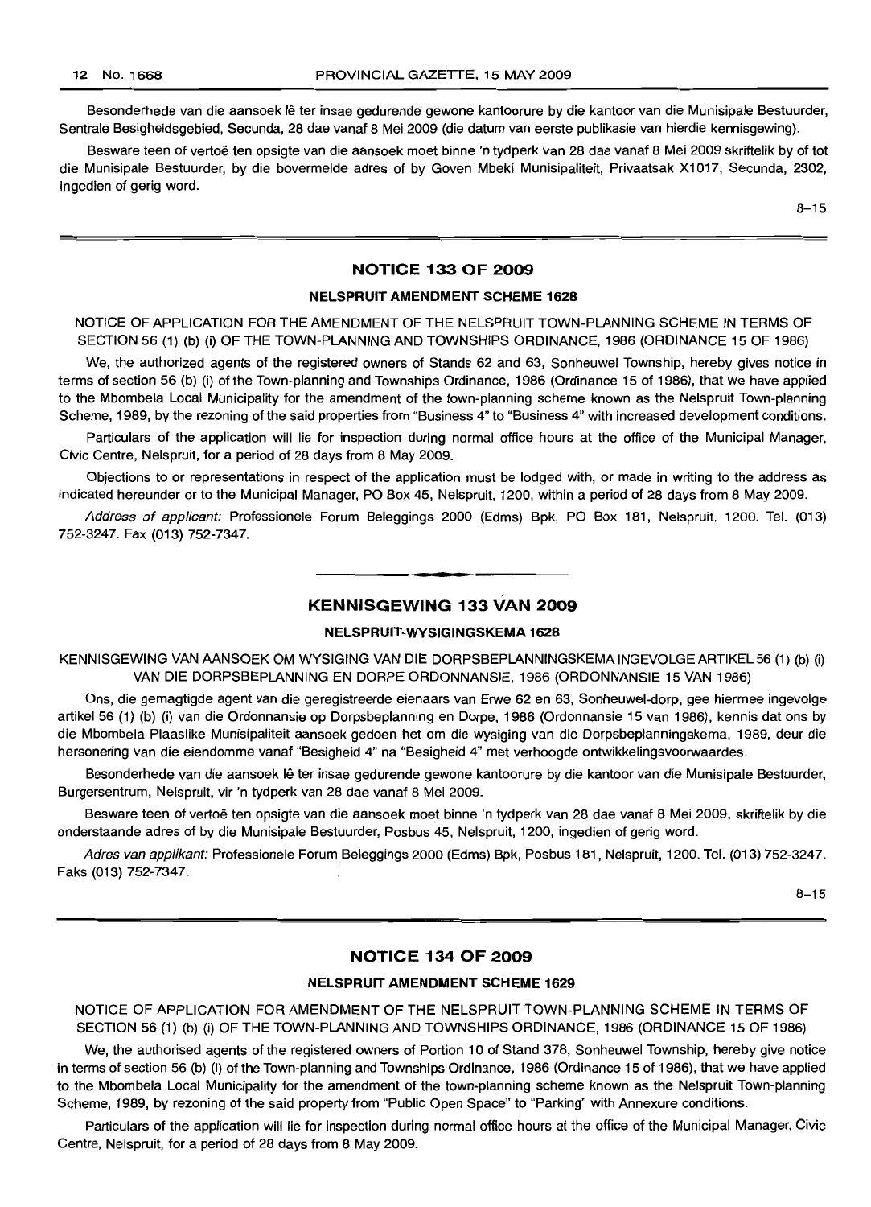Besonderhede van die aansoek lê ter insae gedurende gewone kantoorure by die kantoor van die Munisipale Bestuurder, Sentrale Besigheidsgebied, Secunda, 28 dae vanaf 8 Mei 2009 (die datum van eerste publikasie van hierdie kennisgewing).

Besware teen of vertoë ten opsigte van die aansoek moet binne 'n tydperk van 28 dae vanaf 8 Mei 2009 skriftelik by of tot die Munisipale Bestuurder, by die bovermelde adres of by Goven Mbeki Munisipaliteit, Privaatsak X1017, Secunda, 2302, ingedien of gerig word.

8–15

## NOTICE 133 OF 2009

### NELSPRUIT AMENDMENT SCHEME 1628

NOTICE OF APPLICATION FOR THE AMENDMENT OF THE NELSPRUIT TOWN-PLANNING SCHEME IN TERMS OF SECTION 56 (1) (b) (i) OF THE TOWN-PLANNING AND TOWNSHIPS ORDINANCE, 1986 (ORDINANCE 15 OF 1986)

We, the authorized agents of the registered owners of Stands 62 and 63, Sonheuwel Township, hereby gives notice in terms of section 56 (b) (i) of the Town-planning and Townships Ordinance, 1986 (Ordinance 15 of 1986), that we have applied to the Mbombela Local Municipality for the amendment of the town-planning scheme known as the Nelspruit Town-planning Scheme, 1989, by the rezoning of the said properties from "Business 4" to "Business 4" with increased development conditions.

Particulars of the application will lie for inspection during normal office hours at the office of the Municipal Manager, Civic Centre, Nelspruit, for a period of 28 days from 8 May 2009.

Objections to or representations in respect of the application must be lodged with, or made in writing to the address as indicated hereunder or to the Municipal Manager, PO Box 45, Nelspruit, 1200, within a period of 28 days from 8 May 2009.

*Address of applicant:* Professionele Forum Beleggings 2000 (Edms) Bpk, PO Box 181, Nelspruit, 1200. Tel. (013) 752-3247. Fax (013) 752-7347.

## KENNISGEWING 133 VAN 2009

### NELSPRUIT-WYSIGINGSKEMA 1628

KENNISGEWING VAN AANSOEK OM WYSIGING VAN DIE DORPSBEPLANNINGSKEMA INGEVOLGE ARTIKEL 56 (1) (b) (i) VAN DIE DORPSBEPLANNING EN DORPE ORDONNANSIE, 1986 (ORDONNANSIE 15 VAN 1986)

Ons, die gemagtigde agent van die geregistreerde eienaars van Erwe 62 en 63, Sonheuwel-dorp, gee hiermee ingevolge artikel 56 (1) (b) (i) van die Ordonnansie op Dorpsbeplanning en Dorpe, 1986 (Ordonnansie 15 van 1986), kennis dat ons by die Mbombela Plaaslike Munisipaliteit aansoek gedoen het om die wysiging van die Dorpsbeplanningskema, 1989, deur die hersonering van die eiendomme vanaf "Besigheid 4" na "Besigheid 4" met verhoogde ontwikkelingsvoorwaardes.

Besonderhede van die aansoek lê ter insae gedurende gewone kantoorure by die kantoor van die Munisipale Bestuurder, Burgersentrum, Nelspruit, vir 'n tydperk van 28 dae vanaf 8 Mei 2009.

Besware teen of vertoë ten opsigte van die aansoek moet binne 'n tydperk van 28 dae vanaf 8 Mei 2009, skriftelik by die onderstaande adres of by die Munisipale Bestuurder, Posbus 45, Nelspruit, 1200, ingedien of gerig word.

*Adres van applikant:* Professionele Forum Beleggings 2000 (Edms) Bpk, Posbus 181, Nelspruit, 1200. Tel. (013) 752-3247. Faks (013) 752-7347.

8–15

## NOTICE 134 OF 2009

### NELSPRUIT AMENDMENT SCHEME 1629

NOTICE OF APPLICATION FOR AMENDMENT OF THE NELSPRUIT TOWN-PLANNING SCHEME IN TERMS OF SECTION 56 (1) (b) (i) OF THE TOWN-PLANNING AND TOWNSHIPS ORDINANCE, 1986 (ORDINANCE 15 OF 1986)

We, the authorised agents of the registered owners of Portion 10 of Stand 378, Sonheuwel Township, hereby give notice in terms of section 56 (b) (i) of the Town-planning and Townships Ordinance, 1986 (Ordinance 15 of 1986), that we have applied to the Mbombela Local Municipality for the amendment of the town-planning scheme known as the Nelspruit Town-planning Scheme, 1989, by rezoning of the said property from "Public Open Space" to "Parking" with Annexure conditions.

Particulars of the application will lie for inspection during normal office hours at the office of the Municipal Manager, Civic Centre, Nelspruit, for a period of 28 days from 8 May 2009.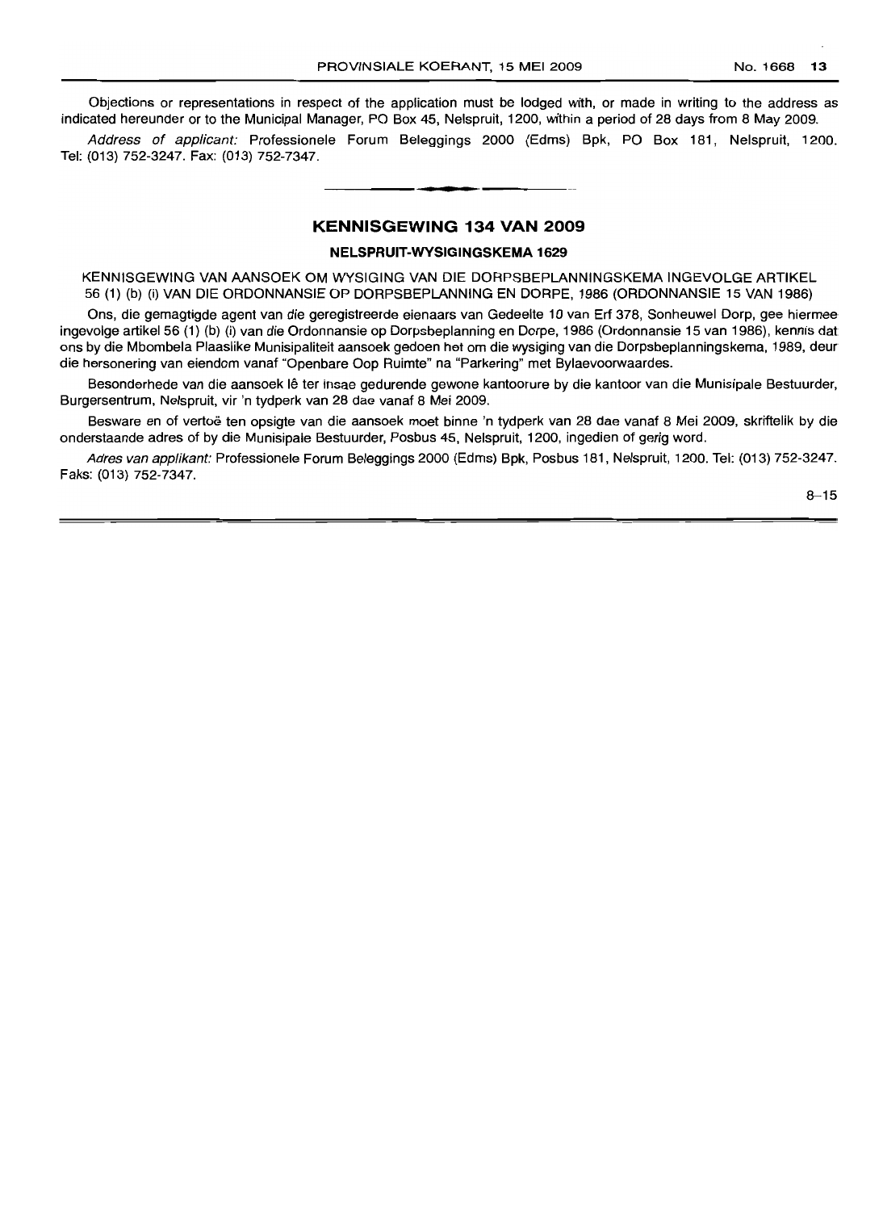Objections or representations in respect of the application must be lodged with, or made in writing to the address as indicated hereunder or to the Municipal Manager, PO Box 45, Nelspruit, 1200, within a period of 28 days from 8 May 2009.

*Address of applicant:* Professionele Forum Beleggings 2000 (Edms) Bpk, PO Box 181, Nelspruit, 1200. Tel: (013) 752-3247. Fax: (013) 752-7347.

---

## KENNISGEWING 134 VAN 2009

### NELSPRUIT-WYSIGINGSKEMA 1629

KENNISGEWING VAN AANSOEK OM WYSIGING VAN DIE DORPSBEPLANNINGSKEMA INGEVOLGE ARTIKEL 56 (1) (b) (i) VAN DIE ORDONNANSIE OP DORPSBEPLANNING EN DORPE, 1986 (ORDONNANSIE 15 VAN 1986)

Ons, die gemagtigde agent van die geregistreerde eienaars van Gedeelte 10 van Erf 378, Sonheuwel Dorp, gee hiermee ingevolge artikel 56 (1) (b) (i) van die Ordonnansie op Dorpsbeplanning en Dorpe, 1986 (Ordonnansie 15 van 1986), kennis dat ons by die Mbombela Plaaslike Munisipaliteit aansoek gedoen het om die wysiging van die Dorpsbeplanningskema, 1989, deur die hersonering van eiendom vanaf "Openbare Oop Ruimte" na "Parkering" met Bylaevoorwaardes.

Besonderhede van die aansoek lê ter insae gedurende gewone kantoorure by die kantoor van die Munisipale Bestuurder, Burgersentrum, Nelspruit, vir 'n tydperk van 28 dae vanaf 8 Mei 2009.

Besware en of vertoë ten opsigte van die aansoek moet binne 'n tydperk van 28 dae vanaf 8 Mei 2009, skriftelik by die onderstaande adres of by die Munisipale Bestuurder, Posbus 45, Nelspruit, 1200, ingedien of gerig word.

*Adres van applikant:* Professionele Forum Beleggings 2000 (Edms) Bpk, Posbus 181, Nelspruit, 1200. Tel: (013) 752-3247. Faks: (013) 752-7347.

8–15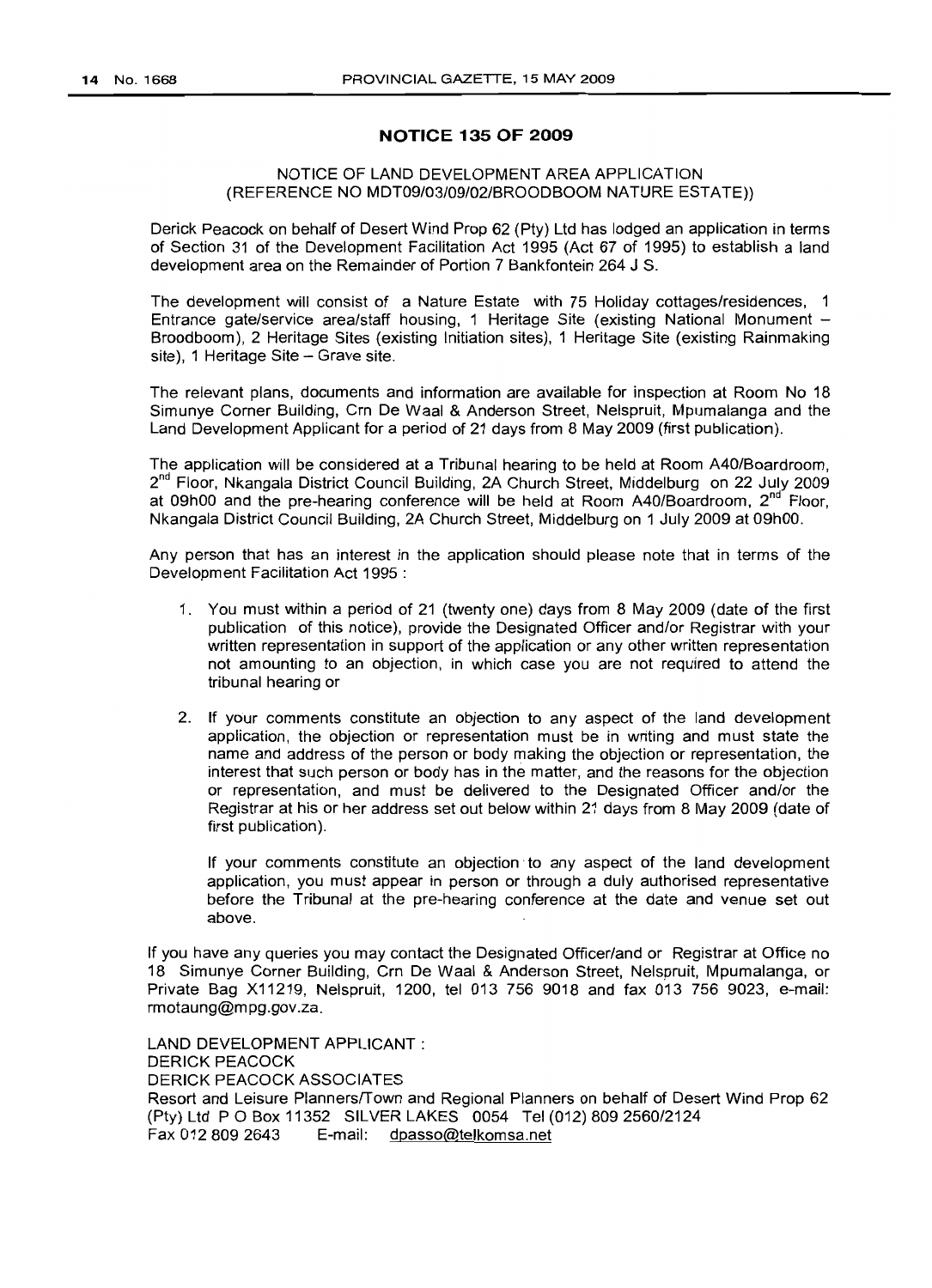## NOTICE 135 OF 2009

NOTICE OF LAND DEVELOPMENT AREA APPLICATION
(REFERENCE NO MDT09/03/09/02/BROODBOOM NATURE ESTATE))

Derick Peacock on behalf of Desert Wind Prop 62 (Pty) Ltd has lodged an application in terms of Section 31 of the Development Facilitation Act 1995 (Act 67 of 1995) to establish a land development area on the Remainder of Portion 7 Bankfontein 264 J S.

The development will consist of a Nature Estate with 75 Holiday cottages/residences, 1 Entrance gate/service area/staff housing, 1 Heritage Site (existing National Monument – Broodboom), 2 Heritage Sites (existing Initiation sites), 1 Heritage Site (existing Rainmaking site), 1 Heritage Site – Grave site.

The relevant plans, documents and information are available for inspection at Room No 18 Simunye Corner Building, Crn De Waal & Anderson Street, Nelspruit, Mpumalanga and the Land Development Applicant for a period of 21 days from 8 May 2009 (first publication).

The application will be considered at a Tribunal hearing to be held at Room A40/Boardroom, 2nd Floor, Nkangala District Council Building, 2A Church Street, Middelburg on 22 July 2009 at 09h00 and the pre-hearing conference will be held at Room A40/Boardroom, 2nd Floor, Nkangala District Council Building, 2A Church Street, Middelburg on 1 July 2009 at 09h00.

Any person that has an interest in the application should please note that in terms of the Development Facilitation Act 1995 :

1. You must within a period of 21 (twenty one) days from 8 May 2009 (date of the first publication of this notice), provide the Designated Officer and/or Registrar with your written representation in support of the application or any other written representation not amounting to an objection, in which case you are not required to attend the tribunal hearing or

2. If your comments constitute an objection to any aspect of the land development application, the objection or representation must be in writing and must state the name and address of the person or body making the objection or representation, the interest that such person or body has in the matter, and the reasons for the objection or representation, and must be delivered to the Designated Officer and/or the Registrar at his or her address set out below within 21 days from 8 May 2009 (date of first publication).

   If your comments constitute an objection to any aspect of the land development application, you must appear in person or through a duly authorised representative before the Tribunal at the pre-hearing conference at the date and venue set out above.

If you have any queries you may contact the Designated Officer/and or Registrar at Office no 18 Simunye Corner Building, Crn De Waal & Anderson Street, Nelspruit, Mpumalanga, or Private Bag X11219, Nelspruit, 1200, tel 013 756 9018 and fax 013 756 9023, e-mail: rmotaung@mpg.gov.za.

LAND DEVELOPMENT APPLICANT :
DERICK PEACOCK
DERICK PEACOCK ASSOCIATES
Resort and Leisure Planners/Town and Regional Planners on behalf of Desert Wind Prop 62 (Pty) Ltd P O Box 11352 SILVER LAKES 0054 Tel (012) 809 2560/2124
Fax 012 809 2643 E-mail: dpasso@telkomsa.net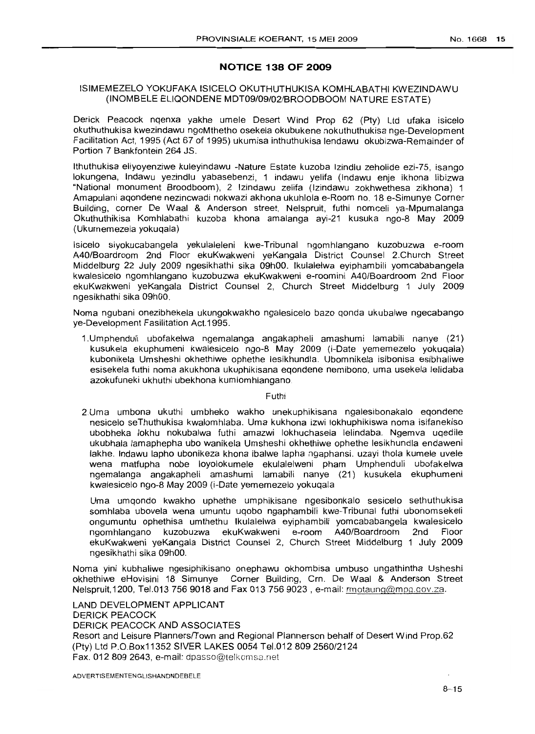## NOTICE 138 OF 2009

### ISIMEMEZELO YOKUFAKA ISICELO OKUTHUTHUKISA KOMHLABATHI KWEZINDAWU (INOMBELE ELIQONDENE MDT09/09/02/BROODBOOM NATURE ESTATE)

Derick Peacock nqenxa yakhe umele Desert Wind Prop 62 (Pty) Ltd ufaka isicelo okuthuthukisa kwezindawu ngoMthetho osekela okubukene nokuthuthukisa nge-Development Facilitation Act, 1995 (Act 67 of 1995) ukumisa inthuthukisa lendawu okubizwa-Remainder of Portion 7 Bankfontein 264 JS.

Ithuthukisa eliyoyenziwe kuleyindawu -Nature Estate kuzoba Izindlu zeholide ezi-75, isango lokungena, Indawu yezindlu yabasebenzi, 1 indawu yelifa (Indawu enje ikhona libizwa "National monument Broodboom), 2 Izindawu zelifa (Izindawu zokhwethesa zikhona) 1 Amapulani aqondene nezincwadi nokwazi akhona ukuhlola e-Room no. 18 e-Simunye Corner Building, corner De Waal & Anderson street, Nelspruit, futhi nomceli ya-Mpumalanga Okuthuthikisa Komhlabathi kuzoba khona amalanga ayi-21 kusuka ngo-8 May 2009 (Ukumemezela yokuqala)

Isicelo siyokucabangela yekulaleleni kwe-Tribunal ngomhlangano kuzobuzwa e-room A40/Boardroom 2nd Floor ekuKwakweni yeKangala District Counsel 2.Church Street Middelburg 22 July 2009 ngesikhathi sika 09h00. Ikulalelwa eyiphambili yomcabangela kwalesicelo ngomhlangano kuzobuzwa ekuKwakweni e-roomini A40/Boardroom 2nd Floor ekuKwakweni yeKangala District Counsel 2, Church Street Middelburg 1 July 2009 ngesikhathi sika 09h00.

Noma ngubani onezibhekela ukungokwakho ngalesicelo bazo qonda ukubalwe ngecabango ye-Development Fasilitation Act.1995.

1. Umphenduli ubofakelwa ngemalanga angakapheli amashumi lamabili nanye (21) kusukela ekuphumeni kwalesicelo ngo-8 May 2009 (i-Date yememezelo yokuqala) kubonikela Umsheshi okhethiwe ophethe lesikhundla. Ubomnikela isibonisa esibhaliwe esisekela futhi noma akukhona ukuphikisana eqondene nemibono, uma usekela lelidaba azokufuneki ukhuthi ubekhona kumlomhlangano.

Futhi

2. Uma umbona ukuthi umbheko wakho unekuphikisana ngalesibonakalo eqondene nesicelo seThuthukisa kwalomhlaba. Uma kukhona izwi lokhuphikiswa noma isifanekiso ubobheka lokhu nokubalwa futhi amazwi lokhuchasela lelindaba. Ngemva uqedile ukubhala lamaphepha ubo wanikela Umsheshi okhethiwe ophethe lesikhundla endaweni lakhe. Indawu lapho ubonikeza khona ibalwe lapha ngaphansi. uzayi thola kumele uvele wena matfupha nobe loyolokumele ekulalelweni pham Umphenduli ubofakelwa ngemalanga angakapheli amashumi lamabili nanye (21) kusukela ekuphumeni kwalesicelo ngo-8 May 2009 (i-Date yememezelo yokuqala

   Uma umqondo kwakho uphethe umphikisane ngesibonkalo sesicelo sethuthukisa somhlaba ubovela wena umuntu uqobo ngaphambili kwe-Tribunal futhi ubonomsekeli ongumuntu ophethisa umthethu Ikulalelwa eyiphambili yomcababangela kwalesicelo ngomhlangano kuzobuzwa ekuKwakweni e-room A40/Boardroom 2nd Floor ekuKwakweni yeKangala District Counsel 2, Church Street Middelburg 1 July 2009 ngesikhathi sika 09h00.

Noma yini kubhaliwe ngesiphikisano onephawu okhombisa umbuso ungathintha Usheshi okhethiwe eHovisini 18 Simunye Corner Building, Crn. De Waal & Anderson Street Nelspruit,1200, Tel.013 756 9018 and Fax 013 756 9023 , e-mail: rmotaung@mpg.gov.za.

LAND DEVELOPMENT APPLICANT
DERICK PEACOCK
DERICK PEACOCK AND ASSOCIATES
Resort and Leisure Planners/Town and Regional Plannerson behalf of Desert Wind Prop.62 (Pty) Ltd P.O.Box11352 SIVER LAKES 0054 Tel.012 809 2560/2124
Fax. 012 809 2643, e-mail: dpasso@telkomsa.net

ADVERTISEMENTENGLISHANDNDEBELE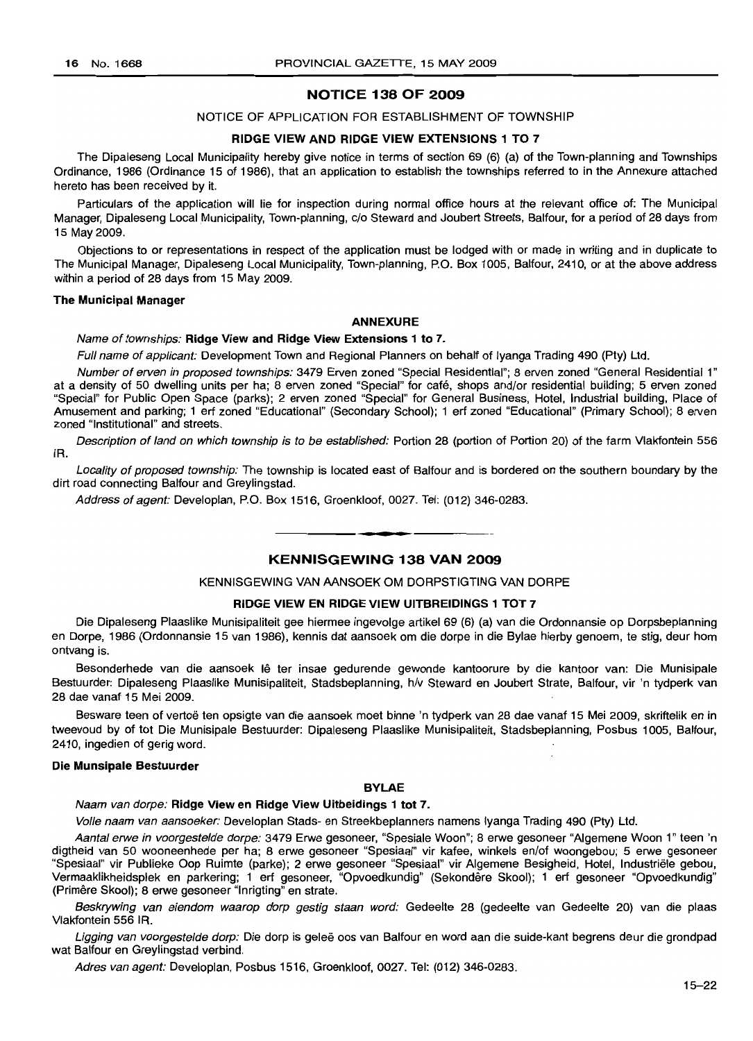## NOTICE 138 OF 2009

NOTICE OF APPLICATION FOR ESTABLISHMENT OF TOWNSHIP

### RIDGE VIEW AND RIDGE VIEW EXTENSIONS 1 TO 7

The Dipaleseng Local Municipality hereby give notice in terms of section 69 (6) (a) of the Town-planning and Townships Ordinance, 1986 (Ordinance 15 of 1986), that an application to establish the townships referred to in the Annexure attached hereto has been received by it.

Particulars of the application will lie for inspection during normal office hours at the relevant office of: The Municipal Manager, Dipaleseng Local Municipality, Town-planning, c/o Steward and Joubert Streets, Balfour, for a period of 28 days from 15 May 2009.

Objections to or representations in respect of the application must be lodged with or made in writing and in duplicate to The Municipal Manager, Dipaleseng Local Municipality, Town-planning, P.O. Box 1005, Balfour, 2410, or at the above address within a period of 28 days from 15 May 2009.

**The Municipal Manager**

### ANNEXURE

*Name of townships:* **Ridge View and Ridge View Extensions 1 to 7.**

*Full name of applicant:* Development Town and Regional Planners on behalf of Iyanga Trading 490 (Pty) Ltd.

*Number of erven in proposed townships:* 3479 Erven zoned "Special Residential"; 8 erven zoned "General Residential 1" at a density of 50 dwelling units per ha; 8 erven zoned "Special" for café, shops and/or residential building; 5 erven zoned "Special" for Public Open Space (parks); 2 erven zoned "Special" for General Business, Hotel, Industrial building, Place of Amusement and parking; 1 erf zoned "Educational" (Secondary School); 1 erf zoned "Educational" (Primary School); 8 erven zoned "Institutional" and streets.

*Description of land on which township is to be established:* Portion 28 (portion of Portion 20) of the farm Vlakfontein 556 IR.

*Locality of proposed township:* The township is located east of Balfour and is bordered on the southern boundary by the dirt road connecting Balfour and Greylingstad.

*Address of agent:* Developlan, P.O. Box 1516, Groenkloof, 0027. Tel: (012) 346-0283.

---

## KENNISGEWING 138 VAN 2009

KENNISGEWING VAN AANSOEK OM DORPSTIGTING VAN DORPE

### RIDGE VIEW EN RIDGE VIEW UITBREIDINGS 1 TOT 7

Die Dipaleseng Plaaslike Munisipaliteit gee hiermee ingevolge artikel 69 (6) (a) van die Ordonnansie op Dorpsbeplanning en Dorpe, 1986 (Ordonnansie 15 van 1986), kennis dat aansoek om die dorpe in die Bylae hierby genoem, te stig, deur hom ontvang is.

Besonderhede van die aansoek lê ter insae gedurende gewonde kantoorure by die kantoor van: Die Munisipale Bestuurder: Dipaleseng Plaaslike Munisipaliteit, Stadsbeplanning, h/v Steward en Joubert Strate, Balfour, vir 'n tydperk van 28 dae vanaf 15 Mei 2009.

Besware teen of vertoë ten opsigte van die aansoek moet binne 'n tydperk van 28 dae vanaf 15 Mei 2009, skriftelik en in tweevoud by of tot Die Munisipale Bestuurder: Dipaleseng Plaaslike Munisipaliteit, Stadsbeplanning, Posbus 1005, Balfour, 2410, ingedien of gerig word.

**Die Munsipale Bestuurder**

### BYLAE

*Naam van dorpe:* **Ridge View en Ridge View Uitbeidings 1 tot 7.**

*Volle naam van aansoeker:* Developlan Stads- en Streekbeplanners namens Iyanga Trading 490 (Pty) Ltd.

*Aantal erwe in voorgestelde dorpe:* 3479 Erwe gesoneer, "Spesiale Woon"; 8 erwe gesoneer "Algemene Woon 1" teen 'n digtheid van 50 wooneenhede per ha; 8 erwe gesoneer "Spesiaal" vir kafee, winkels en/of woongebou; 5 erwe gesoneer "Spesiaal" vir Publieke Oop Ruimte (parke); 2 erwe gesoneer "Spesiaal" vir Algemene Besigheid, Hotel, Industriële gebou, Vermaaklikheidsplek en parkering; 1 erf gesoneer, "Opvoedkundig" (Sekondêre Skool); 1 erf gesoneer "Opvoedkundig" (Primêre Skool); 8 erwe gesoneer "Inrigting" en strate.

*Beskrywing van eiendom waarop dorp gestig staan word:* Gedeelte 28 (gedeelte van Gedeelte 20) van die plaas Vlakfontein 556 IR.

*Ligging van voorgestelde dorp:* Die dorp is geleë oos van Balfour en word aan die suide-kant begrens deur die grondpad wat Balfour en Greylingstad verbind.

*Adres van agent:* Developlan, Posbus 1516, Groenkloof, 0027. Tel: (012) 346-0283.

15–22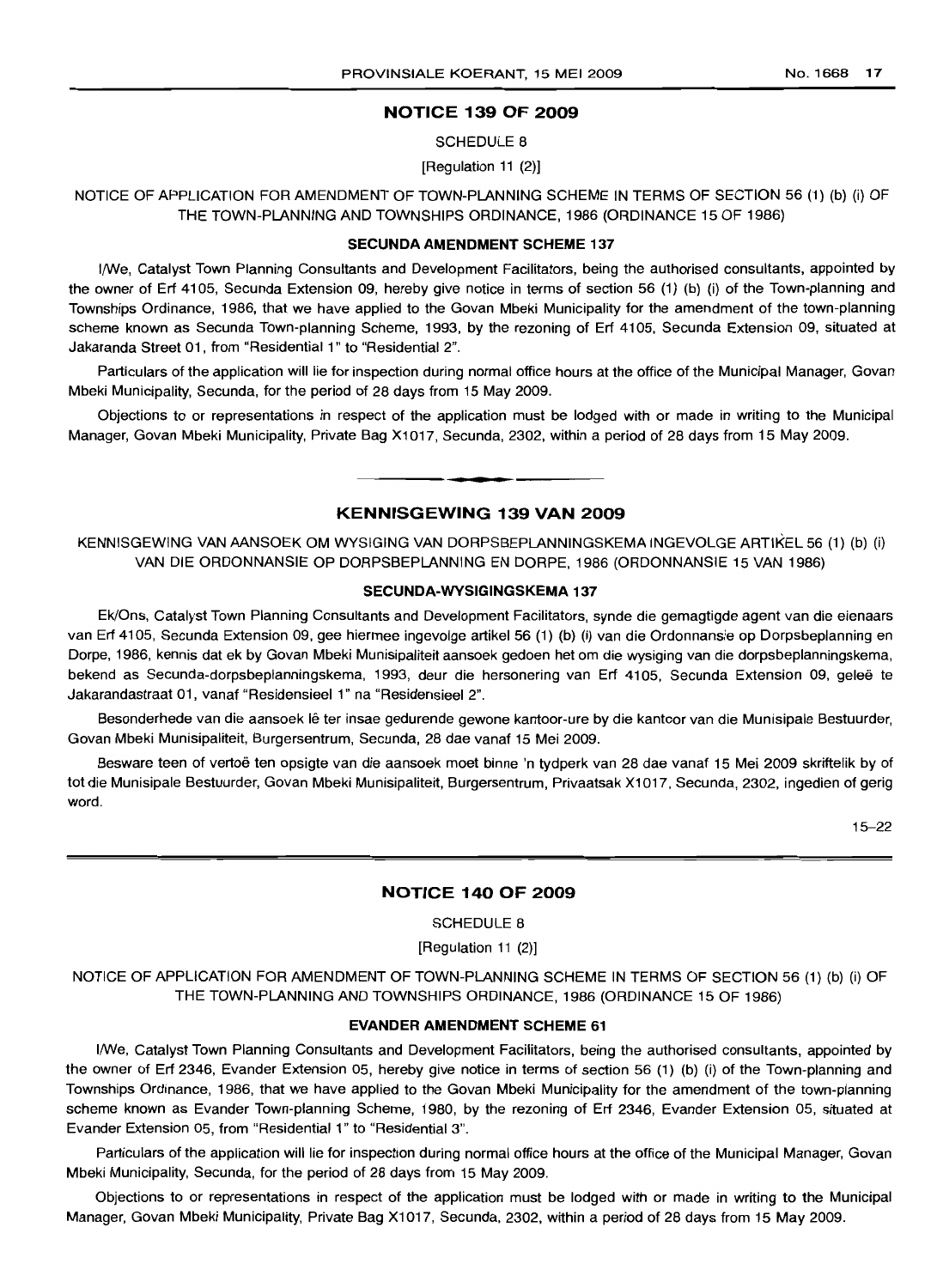## NOTICE 139 OF 2009

SCHEDULE 8

[Regulation 11 (2)]

NOTICE OF APPLICATION FOR AMENDMENT OF TOWN-PLANNING SCHEME IN TERMS OF SECTION 56 (1) (b) (i) OF THE TOWN-PLANNING AND TOWNSHIPS ORDINANCE, 1986 (ORDINANCE 15 OF 1986)

### SECUNDA AMENDMENT SCHEME 137

I/We, Catalyst Town Planning Consultants and Development Facilitators, being the authorised consultants, appointed by the owner of Erf 4105, Secunda Extension 09, hereby give notice in terms of section 56 (1) (b) (i) of the Town-planning and Townships Ordinance, 1986, that we have applied to the Govan Mbeki Municipality for the amendment of the town-planning scheme known as Secunda Town-planning Scheme, 1993, by the rezoning of Erf 4105, Secunda Extension 09, situated at Jakaranda Street 01, from "Residential 1" to "Residential 2".

Particulars of the application will lie for inspection during normal office hours at the office of the Municipal Manager, Govan Mbeki Municipality, Secunda, for the period of 28 days from 15 May 2009.

Objections to or representations in respect of the application must be lodged with or made in writing to the Municipal Manager, Govan Mbeki Municipality, Private Bag X1017, Secunda, 2302, within a period of 28 days from 15 May 2009.

---

## KENNISGEWING 139 VAN 2009

KENNISGEWING VAN AANSOEK OM WYSIGING VAN DORPSBEPLANNINGSKEMA INGEVOLGE ARTIKEL 56 (1) (b) (i) VAN DIE ORDONNANSIE OP DORPSBEPLANNING EN DORPE, 1986 (ORDONNANSIE 15 VAN 1986)

### SECUNDA-WYSIGINGSKEMA 137

Ek/Ons, Catalyst Town Planning Consultants and Development Facilitators, synde die gemagtigde agent van die eienaars van Erf 4105, Secunda Extension 09, gee hiermee ingevolge artikel 56 (1) (b) (i) van die Ordonnansie op Dorpsbeplanning en Dorpe, 1986, kennis dat ek by Govan Mbeki Munisipaliteit aansoek gedoen het om die wysiging van die dorpsbeplanningskema, bekend as Secunda-dorpsbeplanningskema, 1993, deur die hersonering van Erf 4105, Secunda Extension 09, geleë te Jakarandastraat 01, vanaf "Residensieel 1" na "Residensieel 2".

Besonderhede van die aansoek lê ter insae gedurende gewone kantoor-ure by die kantoor van die Munisipale Bestuurder, Govan Mbeki Munisipaliteit, Burgersentrum, Secunda, 28 dae vanaf 15 Mei 2009.

Besware teen of vertoë ten opsigte van die aansoek moet binne 'n tydperk van 28 dae vanaf 15 Mei 2009 skriftelik by of tot die Munisipale Bestuurder, Govan Mbeki Munisipaliteit, Burgersentrum, Privaatsak X1017, Secunda, 2302, ingedien of gerig word.

15–22

---

## NOTICE 140 OF 2009

SCHEDULE 8

[Regulation 11 (2)]

NOTICE OF APPLICATION FOR AMENDMENT OF TOWN-PLANNING SCHEME IN TERMS OF SECTION 56 (1) (b) (i) OF THE TOWN-PLANNING AND TOWNSHIPS ORDINANCE, 1986 (ORDINANCE 15 OF 1986)

### EVANDER AMENDMENT SCHEME 61

I/We, Catalyst Town Planning Consultants and Development Facilitators, being the authorised consultants, appointed by the owner of Erf 2346, Evander Extension 05, hereby give notice in terms of section 56 (1) (b) (i) of the Town-planning and Townships Ordinance, 1986, that we have applied to the Govan Mbeki Municipality for the amendment of the town-planning scheme known as Evander Town-planning Scheme, 1980, by the rezoning of Erf 2346, Evander Extension 05, situated at Evander Extension 05, from "Residential 1" to "Residential 3".

Particulars of the application will lie for inspection during normal office hours at the office of the Municipal Manager, Govan Mbeki Municipality, Secunda, for the period of 28 days from 15 May 2009.

Objections to or representations in respect of the application must be lodged with or made in writing to the Municipal Manager, Govan Mbeki Municipality, Private Bag X1017, Secunda, 2302, within a period of 28 days from 15 May 2009.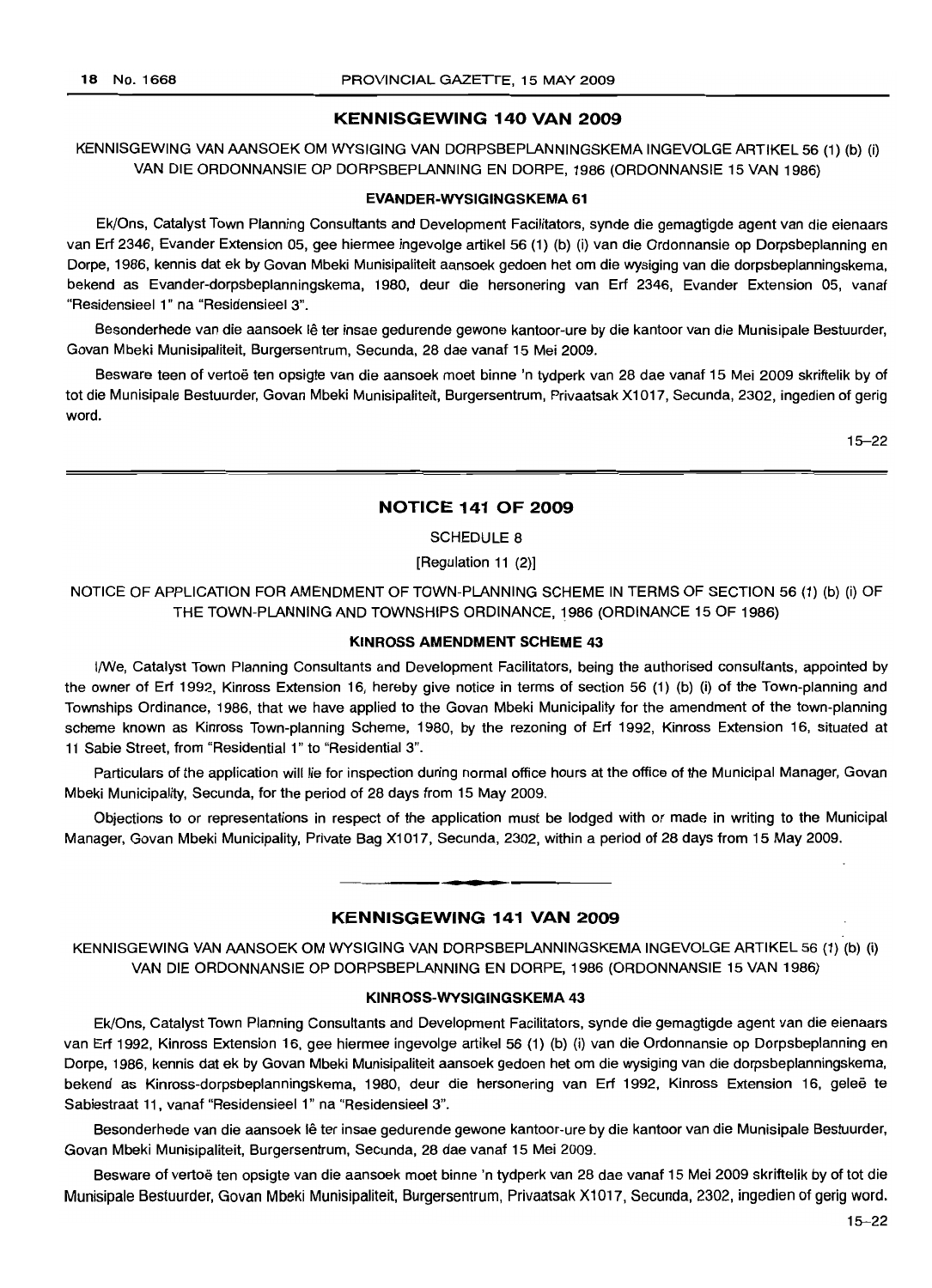## KENNISGEWING 140 VAN 2009

KENNISGEWING VAN AANSOEK OM WYSIGING VAN DORPSBEPLANNINGSKEMA INGEVOLGE ARTIKEL 56 (1) (b) (i) VAN DIE ORDONNANSIE OP DORPSBEPLANNING EN DORPE, 1986 (ORDONNANSIE 15 VAN 1986)

### EVANDER-WYSIGINGSKEMA 61

Ek/Ons, Catalyst Town Planning Consultants and Development Facilitators, synde die gemagtigde agent van die eienaars van Erf 2346, Evander Extension 05, gee hiermee ingevolge artikel 56 (1) (b) (i) van die Ordonnansie op Dorpsbeplanning en Dorpe, 1986, kennis dat ek by Govan Mbeki Munisipaliteit aansoek gedoen het om die wysiging van die dorpsbeplanningskema, bekend as Evander-dorpsbeplanningskema, 1980, deur die hersonering van Erf 2346, Evander Extension 05, vanaf "Residensieel 1" na "Residensieel 3".

Besonderhede van die aansoek lê ter insae gedurende gewone kantoor-ure by die kantoor van die Munisipale Bestuurder, Govan Mbeki Munisipaliteit, Burgersentrum, Secunda, 28 dae vanaf 15 Mei 2009.

Besware teen of vertoë ten opsigte van die aansoek moet binne 'n tydperk van 28 dae vanaf 15 Mei 2009 skriftelik by of tot die Munisipale Bestuurder, Govan Mbeki Munisipaliteit, Burgersentrum, Privaatsak X1017, Secunda, 2302, ingedien of gerig word.

15–22

## NOTICE 141 OF 2009

SCHEDULE 8

[Regulation 11 (2)]

NOTICE OF APPLICATION FOR AMENDMENT OF TOWN-PLANNING SCHEME IN TERMS OF SECTION 56 (1) (b) (i) OF THE TOWN-PLANNING AND TOWNSHIPS ORDINANCE, 1986 (ORDINANCE 15 OF 1986)

### KINROSS AMENDMENT SCHEME 43

I/We, Catalyst Town Planning Consultants and Development Facilitators, being the authorised consultants, appointed by the owner of Erf 1992, Kinross Extension 16, hereby give notice in terms of section 56 (1) (b) (i) of the Town-planning and Townships Ordinance, 1986, that we have applied to the Govan Mbeki Municipality for the amendment of the town-planning scheme known as Kinross Town-planning Scheme, 1980, by the rezoning of Erf 1992, Kinross Extension 16, situated at 11 Sabie Street, from "Residential 1" to "Residential 3".

Particulars of the application will lie for inspection during normal office hours at the office of the Municipal Manager, Govan Mbeki Municipality, Secunda, for the period of 28 days from 15 May 2009.

Objections to or representations in respect of the application must be lodged with or made in writing to the Municipal Manager, Govan Mbeki Municipality, Private Bag X1017, Secunda, 2302, within a period of 28 days from 15 May 2009.

## KENNISGEWING 141 VAN 2009

KENNISGEWING VAN AANSOEK OM WYSIGING VAN DORPSBEPLANNINGSKEMA INGEVOLGE ARTIKEL 56 (1) (b) (i) VAN DIE ORDONNANSIE OP DORPSBEPLANNING EN DORPE, 1986 (ORDONNANSIE 15 VAN 1986)

### KINROSS-WYSIGINGSKEMA 43

Ek/Ons, Catalyst Town Planning Consultants and Development Facilitators, synde die gemagtigde agent van die eienaars van Erf 1992, Kinross Extension 16, gee hiermee ingevolge artikel 56 (1) (b) (i) van die Ordonnansie op Dorpsbeplanning en Dorpe, 1986, kennis dat ek by Govan Mbeki Munisipaliteit aansoek gedoen het om die wysiging van die dorpsbeplanningskema, bekend as Kinross-dorpsbeplanningskema, 1980, deur die hersonering van Erf 1992, Kinross Extension 16, geleë te Sabiestraat 11, vanaf "Residensieel 1" na "Residensieel 3".

Besonderhede van die aansoek lê ter insae gedurende gewone kantoor-ure by die kantoor van die Munisipale Bestuurder, Govan Mbeki Munisipaliteit, Burgersentrum, Secunda, 28 dae vanaf 15 Mei 2009.

Besware of vertoë ten opsigte van die aansoek moet binne 'n tydperk van 28 dae vanaf 15 Mei 2009 skriftelik by of tot die Munisipale Bestuurder, Govan Mbeki Munisipaliteit, Burgersentrum, Privaatsak X1017, Secunda, 2302, ingedien of gerig word.

15–22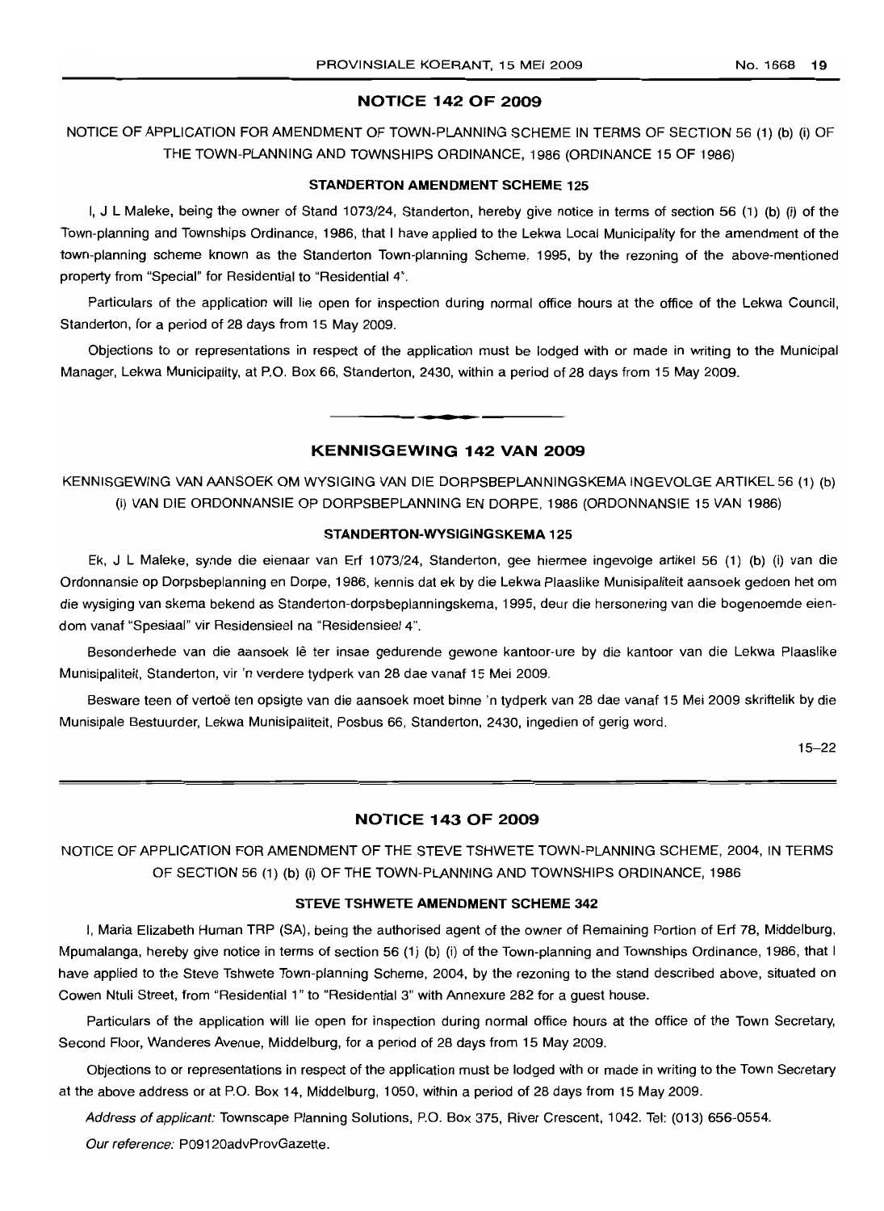## NOTICE 142 OF 2009

NOTICE OF APPLICATION FOR AMENDMENT OF TOWN-PLANNING SCHEME IN TERMS OF SECTION 56 (1) (b) (i) OF THE TOWN-PLANNING AND TOWNSHIPS ORDINANCE, 1986 (ORDINANCE 15 OF 1986)

### STANDERTON AMENDMENT SCHEME 125

I, J L Maleke, being the owner of Stand 1073/24, Standerton, hereby give notice in terms of section 56 (1) (b) (i) of the Town-planning and Townships Ordinance, 1986, that I have applied to the Lekwa Local Municipality for the amendment of the town-planning scheme known as the Standerton Town-planning Scheme, 1995, by the rezoning of the above-mentioned property from "Special" for Residential to "Residential 4".

Particulars of the application will lie open for inspection during normal office hours at the office of the Lekwa Council, Standerton, for a period of 28 days from 15 May 2009.

Objections to or representations in respect of the application must be lodged with or made in writing to the Municipal Manager, Lekwa Municipality, at P.O. Box 66, Standerton, 2430, within a period of 28 days from 15 May 2009.

---

## KENNISGEWING 142 VAN 2009

KENNISGEWING VAN AANSOEK OM WYSIGING VAN DIE DORPSBEPLANNINGSKEMA INGEVOLGE ARTIKEL 56 (1) (b) (i) VAN DIE ORDONNANSIE OP DORPSBEPLANNING EN DORPE, 1986 (ORDONNANSIE 15 VAN 1986)

### STANDERTON-WYSIGINGSKEMA 125

Ek, J L Maleke, synde die eienaar van Erf 1073/24, Standerton, gee hiermee ingevolge artikel 56 (1) (b) (i) van die Ordonnansie op Dorpsbeplanning en Dorpe, 1986, kennis dat ek by die Lekwa Plaaslike Munisipaliteit aansoek gedoen het om die wysiging van skema bekend as Standerton-dorpsbeplanningskema, 1995, deur die hersonering van die bogenoemde eiendom vanaf "Spesiaal" vir Residensieel na "Residensieel 4".

Besonderhede van die aansoek lê ter insae gedurende gewone kantoor-ure by die kantoor van die Lekwa Plaaslike Munisipaliteit, Standerton, vir 'n verdere tydperk van 28 dae vanaf 15 Mei 2009.

Besware teen of vertoë ten opsigte van die aansoek moet binne 'n tydperk van 28 dae vanaf 15 Mei 2009 skriftelik by die Munisipale Bestuurder, Lekwa Munisipaliteit, Posbus 66, Standerton, 2430, ingedien of gerig word.

15–22

---

## NOTICE 143 OF 2009

NOTICE OF APPLICATION FOR AMENDMENT OF THE STEVE TSHWETE TOWN-PLANNING SCHEME, 2004, IN TERMS OF SECTION 56 (1) (b) (i) OF THE TOWN-PLANNING AND TOWNSHIPS ORDINANCE, 1986

### STEVE TSHWETE AMENDMENT SCHEME 342

I, Maria Elizabeth Human TRP (SA), being the authorised agent of the owner of Remaining Portion of Erf 78, Middelburg, Mpumalanga, hereby give notice in terms of section 56 (1) (b) (i) of the Town-planning and Townships Ordinance, 1986, that I have applied to the Steve Tshwete Town-planning Scheme, 2004, by the rezoning to the stand described above, situated on Cowen Ntuli Street, from "Residential 1" to "Residential 3" with Annexure 282 for a guest house.

Particulars of the application will lie open for inspection during normal office hours at the office of the Town Secretary, Second Floor, Wanderes Avenue, Middelburg, for a period of 28 days from 15 May 2009.

Objections to or representations in respect of the application must be lodged with or made in writing to the Town Secretary at the above address or at P.O. Box 14, Middelburg, 1050, within a period of 28 days from 15 May 2009.

*Address of applicant:* Townscape Planning Solutions, P.O. Box 375, River Crescent, 1042. Tel: (013) 656-0554.

*Our reference:* P09120advProvGazette.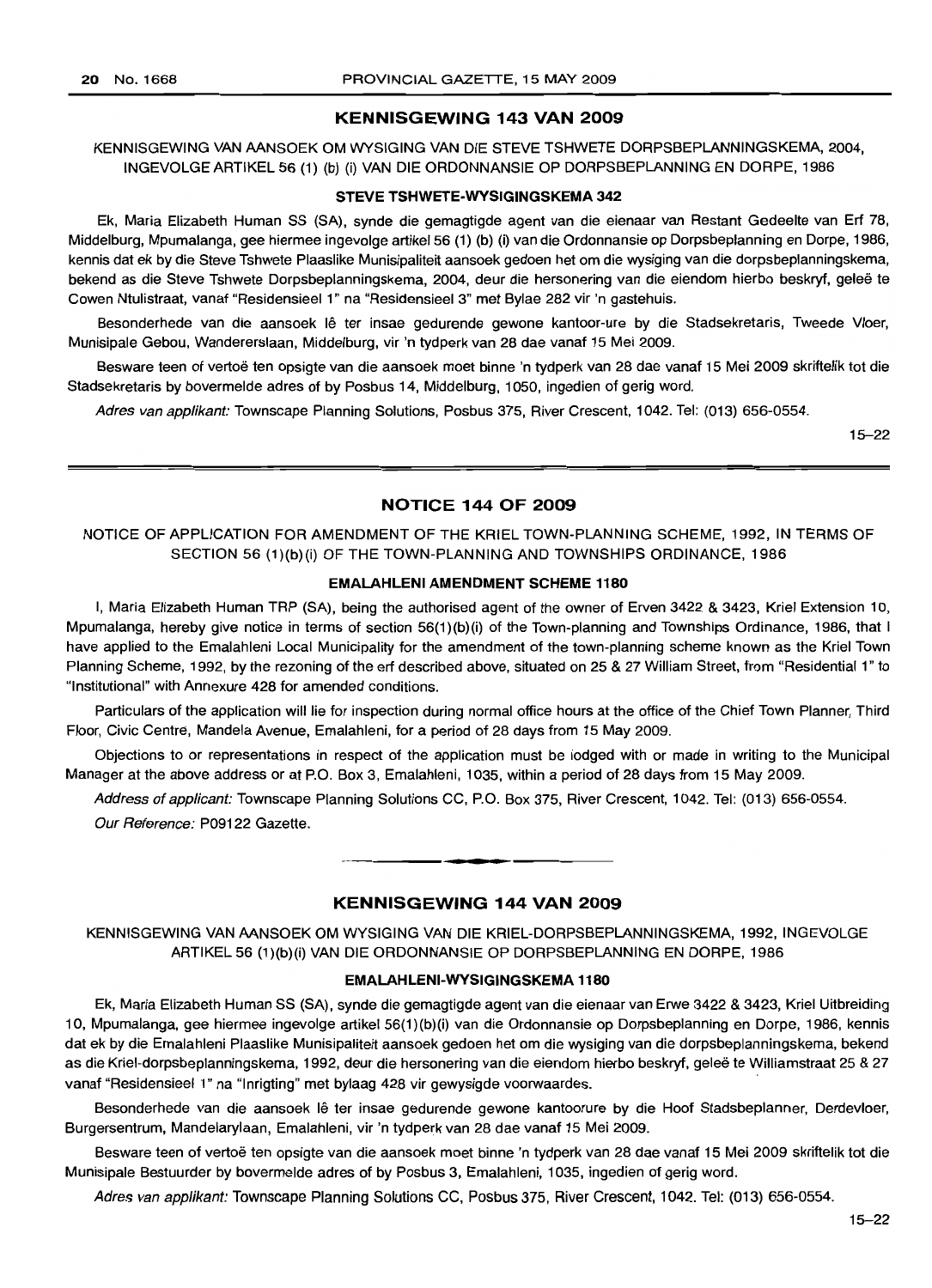## KENNISGEWING 143 VAN 2009

KENNISGEWING VAN AANSOEK OM WYSIGING VAN DIE STEVE TSHWETE DORPSBEPLANNINGSKEMA, 2004, INGEVOLGE ARTIKEL 56 (1) (b) (i) VAN DIE ORDONNANSIE OP DORPSBEPLANNING EN DORPE, 1986

### STEVE TSHWETE-WYSIGINGSKEMA 342

Ek, Maria Elizabeth Human SS (SA), synde die gemagtigde agent van die eienaar van Restant Gedeelte van Erf 78, Middelburg, Mpumalanga, gee hiermee ingevolge artikel 56 (1) (b) (i) van die Ordonnansie op Dorpsbeplanning en Dorpe, 1986, kennis dat ek by die Steve Tshwete Plaaslike Munisipaliteit aansoek gedoen het om die wysiging van die dorpsbeplanningskema, bekend as die Steve Tshwete Dorpsbeplanningskema, 2004, deur die hersonering van die eiendom hierbo beskryf, geleë te Cowen Ntulistraat, vanaf "Residensieel 1" na "Residensieel 3" met Bylae 282 vir 'n gastehuis.

Besonderhede van die aansoek lê ter insae gedurende gewone kantoor-ure by die Stadsekretaris, Tweede Vloer, Munisipale Gebou, Wandererslaan, Middelburg, vir 'n tydperk van 28 dae vanaf 15 Mei 2009.

Besware teen of vertoë ten opsigte van die aansoek moet binne 'n tydperk van 28 dae vanaf 15 Mei 2009 skriftelik tot die Stadsekretaris by bovermelde adres of by Posbus 14, Middelburg, 1050, ingedien of gerig word.

*Adres van applikant:* Townscape Planning Solutions, Posbus 375, River Crescent, 1042. Tel: (013) 656-0554.

15–22

## NOTICE 144 OF 2009

NOTICE OF APPLICATION FOR AMENDMENT OF THE KRIEL TOWN-PLANNING SCHEME, 1992, IN TERMS OF SECTION 56 (1)(b)(i) OF THE TOWN-PLANNING AND TOWNSHIPS ORDINANCE, 1986

### EMALAHLENI AMENDMENT SCHEME 1180

I, Maria Elizabeth Human TRP (SA), being the authorised agent of the owner of Erven 3422 & 3423, Kriel Extension 10, Mpumalanga, hereby give notice in terms of section 56(1)(b)(i) of the Town-planning and Townships Ordinance, 1986, that I have applied to the Emalahleni Local Municipality for the amendment of the town-planning scheme known as the Kriel Town Planning Scheme, 1992, by the rezoning of the erf described above, situated on 25 & 27 William Street, from "Residential 1" to "Institutional" with Annexure 428 for amended conditions.

Particulars of the application will lie for inspection during normal office hours at the office of the Chief Town Planner, Third Floor, Civic Centre, Mandela Avenue, Emalahleni, for a period of 28 days from 15 May 2009.

Objections to or representations in respect of the application must be lodged with or made in writing to the Municipal Manager at the above address or at P.O. Box 3, Emalahleni, 1035, within a period of 28 days from 15 May 2009.

*Address of applicant:* Townscape Planning Solutions CC, P.O. Box 375, River Crescent, 1042. Tel: (013) 656-0554.

*Our Reference:* P09122 Gazette.

## KENNISGEWING 144 VAN 2009

KENNISGEWING VAN AANSOEK OM WYSIGING VAN DIE KRIEL-DORPSBEPLANNINGSKEMA, 1992, INGEVOLGE ARTIKEL 56 (1)(b)(i) VAN DIE ORDONNANSIE OP DORPSBEPLANNING EN DORPE, 1986

### EMALAHLENI-WYSIGINGSKEMA 1180

Ek, Maria Elizabeth Human SS (SA), synde die gemagtigde agent van die eienaar van Erwe 3422 & 3423, Kriel Uitbreiding 10, Mpumalanga, gee hiermee ingevolge artikel 56(1)(b)(i) van die Ordonnansie op Dorpsbeplanning en Dorpe, 1986, kennis dat ek by die Emalahleni Plaaslike Munisipaliteit aansoek gedoen het om die wysiging van die dorpsbeplanningskema, bekend as die Kriel-dorpsbeplanningskema, 1992, deur die hersonering van die eiendom hierbo beskryf, geleë te Williamstraat 25 & 27 vanaf "Residensieel 1" na "Inrigting" met bylaag 428 vir gewysigde voorwaardes.

Besonderhede van die aansoek lê ter insae gedurende gewone kantoorure by die Hoof Stadsbeplanner, Derdevloer, Burgersentrum, Mandelarylaan, Emalahleni, vir 'n tydperk van 28 dae vanaf 15 Mei 2009.

Besware teen of vertoë ten opsigte van die aansoek moet binne 'n tydperk van 28 dae vanaf 15 Mei 2009 skriftelik tot die Munisipale Bestuurder by bovermelde adres of by Posbus 3, Emalahleni, 1035, ingedien of gerig word.

*Adres van applikant:* Townscape Planning Solutions CC, Posbus 375, River Crescent, 1042. Tel: (013) 656-0554.

15–22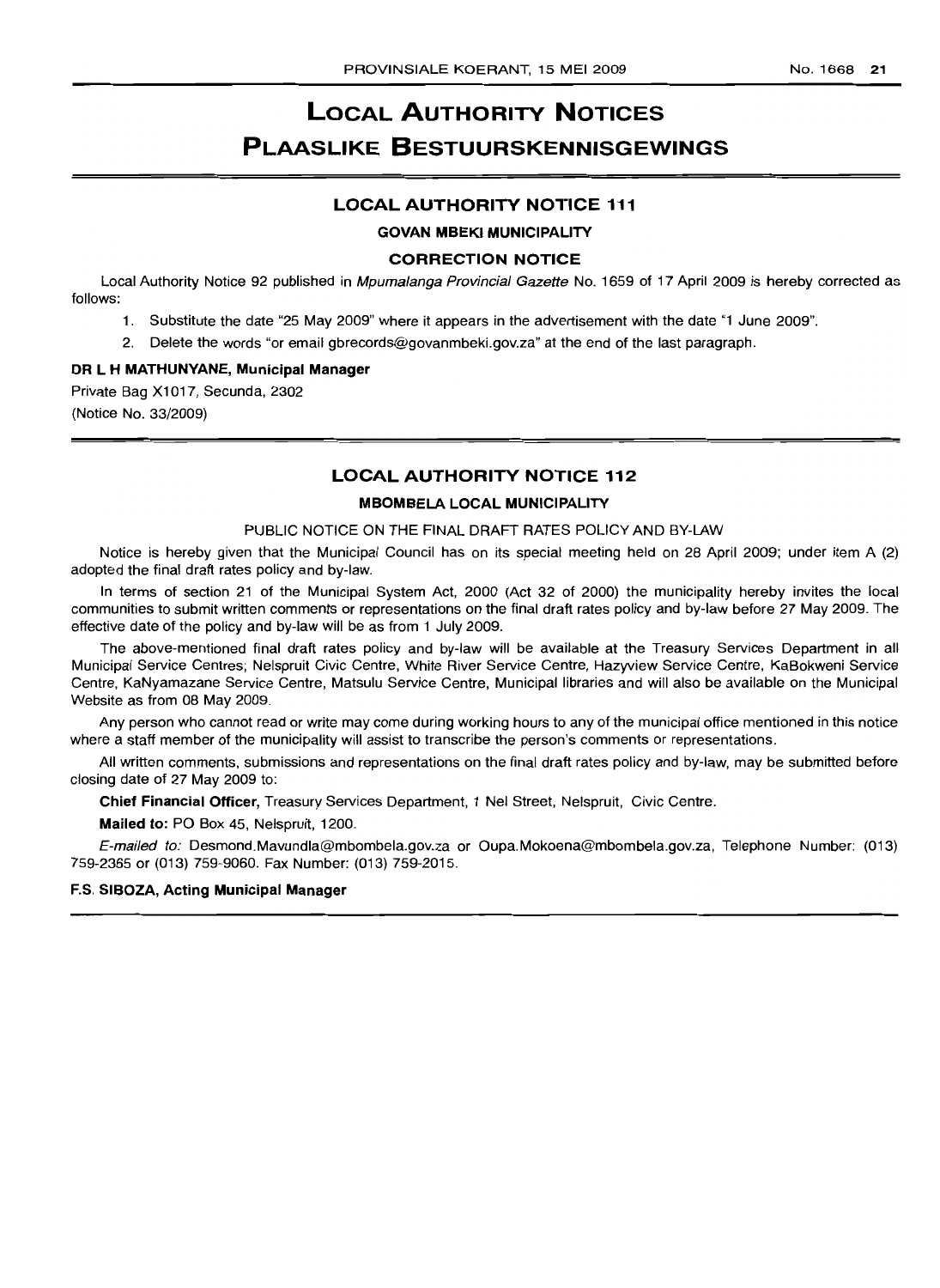# LOCAL AUTHORITY NOTICES

# PLAASLIKE BESTUURSKENNISGEWINGS

## LOCAL AUTHORITY NOTICE 111

### GOVAN MBEKI MUNICIPALITY

### CORRECTION NOTICE

Local Authority Notice 92 published in *Mpumalanga Provincial Gazette* No. 1659 of 17 April 2009 is hereby corrected as follows:

1. Substitute the date "25 May 2009" where it appears in the advertisement with the date "1 June 2009".
2. Delete the words "or email gbrecords@govanmbeki.gov.za" at the end of the last paragraph.

**DR L H MATHUNYANE, Municipal Manager**

Private Bag X1017, Secunda, 2302

(Notice No. 33/2009)

## LOCAL AUTHORITY NOTICE 112

### MBOMBELA LOCAL MUNICIPALITY

PUBLIC NOTICE ON THE FINAL DRAFT RATES POLICY AND BY-LAW

Notice is hereby given that the Municipal Council has on its special meeting held on 28 April 2009; under item A (2) adopted the final draft rates policy and by-law.

In terms of section 21 of the Municipal System Act, 2000 (Act 32 of 2000) the municipality hereby invites the local communities to submit written comments or representations on the final draft rates policy and by-law before 27 May 2009. The effective date of the policy and by-law will be as from 1 July 2009.

The above-mentioned final draft rates policy and by-law will be available at the Treasury Services Department in all Municipal Service Centres; Nelspruit Civic Centre, White River Service Centre, Hazyview Service Centre, KaBokweni Service Centre, KaNyamazane Service Centre, Matsulu Service Centre, Municipal libraries and will also be available on the Municipal Website as from 08 May 2009.

Any person who cannot read or write may come during working hours to any of the municipal office mentioned in this notice where a staff member of the municipality will assist to transcribe the person's comments or representations.

All written comments, submissions and representations on the final draft rates policy and by-law, may be submitted before closing date of 27 May 2009 to:

**Chief Financial Officer,** Treasury Services Department, 1 Nel Street, Nelspruit, Civic Centre.

**Mailed to:** PO Box 45, Nelspruit, 1200.

*E-mailed to:* Desmond.Mavundla@mbombela.gov.za or Oupa.Mokoena@mbombela.gov.za, Telephone Number: (013) 759-2365 or (013) 759-9060. Fax Number: (013) 759-2015.

**F.S. SIBOZA, Acting Municipal Manager**